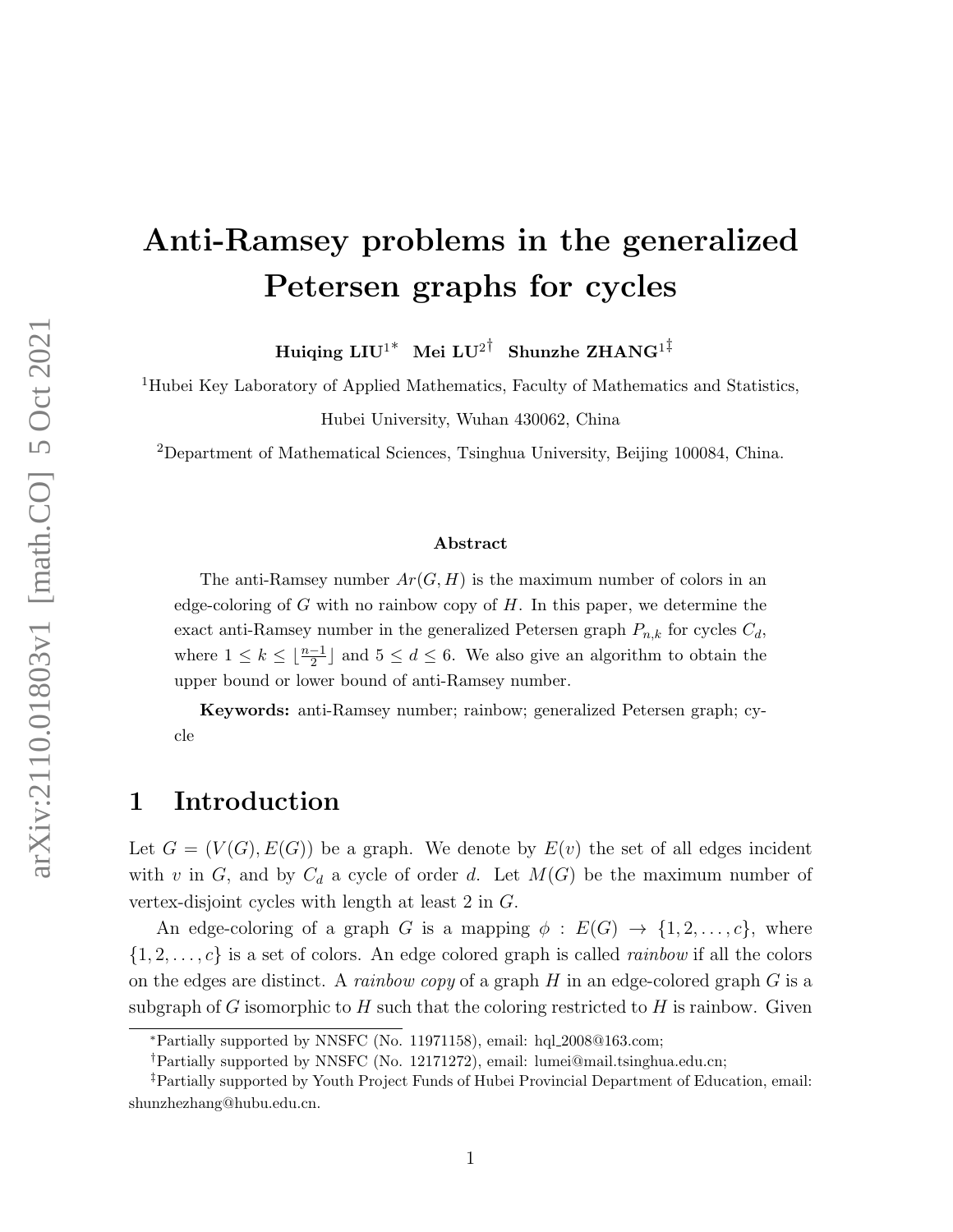# Anti-Ramsey problems in the generalized Petersen graphs for cycles

**Huiqing LIU**[1*] **Mei LU**[2†] **Shunzhe ZHANG**[1‡]

[1]Hubei Key Laboratory of Applied Mathematics, Faculty of Mathematics and Statistics, Hubei University, Wuhan 430062, China

[2]Department of Mathematical Sciences, Tsinghua University, Beijing 100084, China.

### Abstract

The anti-Ramsey number $Ar(G, H)$ is the maximum number of colors in an edge-coloring of $G$ with no rainbow copy of $H$. In this paper, we determine the exact anti-Ramsey number in the generalized Petersen graph $P_{n,k}$ for cycles $C_d$, where $1 \le k \le \lfloor \frac{n-1}{2} \rfloor$ and $5 \le d \le 6$. We also give an algorithm to obtain the upper bound or lower bound of anti-Ramsey number.

**Keywords:** anti-Ramsey number; rainbow; generalized Petersen graph; cycle

## 1 Introduction

Let $G = (V(G), E(G))$ be a graph. We denote by $E(v)$ the set of all edges incident with $v$ in $G$, and by $C_d$ a cycle of order $d$. Let $M(G)$ be the maximum number of vertex-disjoint cycles with length at least 2 in $G$.

An edge-coloring of a graph $G$ is a mapping $\phi : E(G) \to \{1, 2, \ldots, c\}$, where $\{1, 2, \ldots, c\}$ is a set of colors. An edge colored graph is called *rainbow* if all the colors on the edges are distinct. A *rainbow copy* of a graph $H$ in an edge-colored graph $G$ is a subgraph of $G$ isomorphic to $H$ such that the coloring restricted to $H$ is rainbow. Given

*Partially supported by NNSFC (No. 11971158), email: hql_2008@163.com;

†Partially supported by NNSFC (No. 12171272), email: lumei@mail.tsinghua.edu.cn;

‡Partially supported by Youth Project Funds of Hubei Provincial Department of Education, email: shunzhezhang@hubu.edu.cn.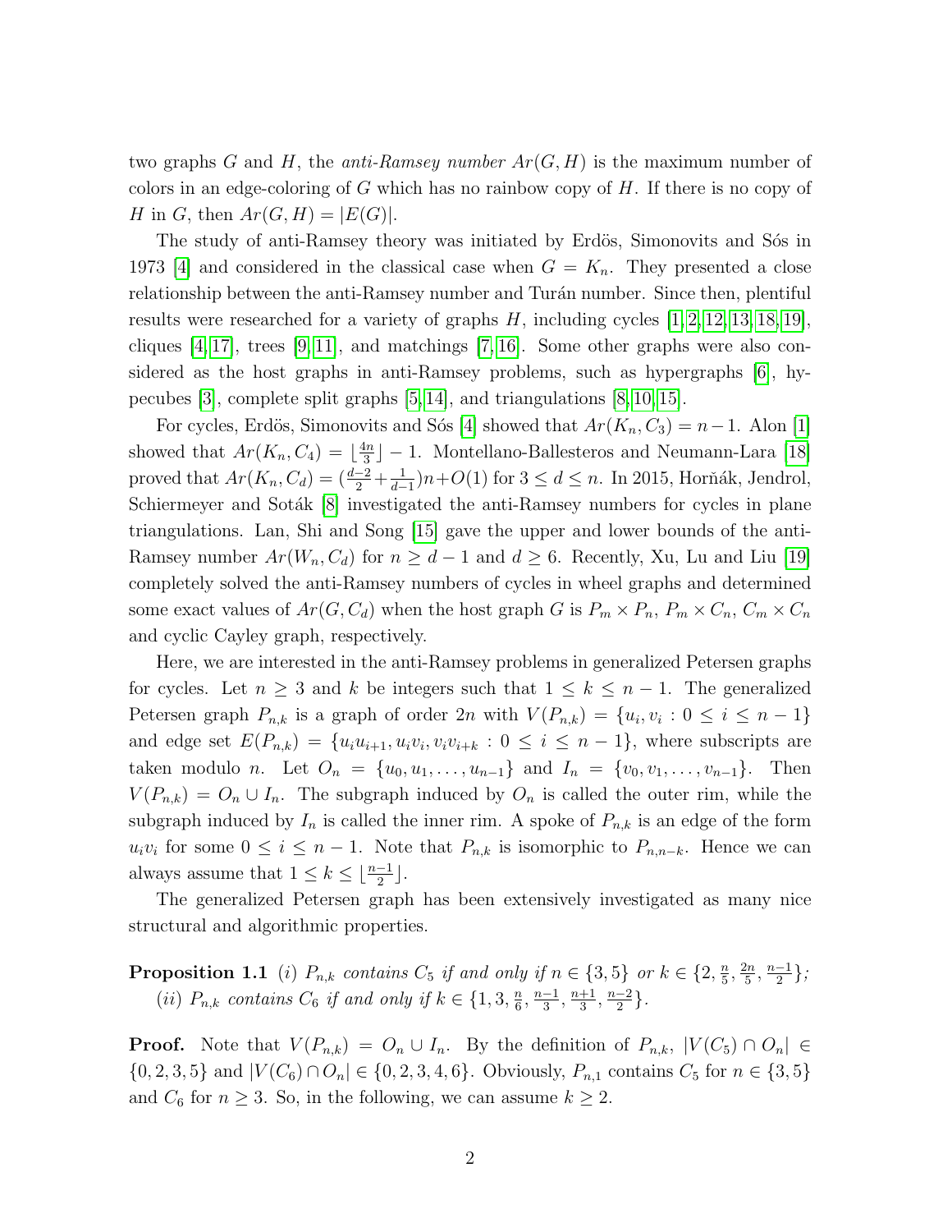two graphs $G$ and $H$, the *anti-Ramsey number* $Ar(G, H)$ is the maximum number of colors in an edge-coloring of $G$ which has no rainbow copy of $H$. If there is no copy of $H$ in $G$, then $Ar(G, H) = |E(G)|$.

The study of anti-Ramsey theory was initiated by Erdös, Simonovits and Sós in 1973 [4] and considered in the classical case when $G = K_n$. They presented a close relationship between the anti-Ramsey number and Turán number. Since then, plentiful results were researched for a variety of graphs $H$, including cycles [1,2,12,13,18,19], cliques [4,17], trees [9,11], and matchings [7,16]. Some other graphs were also considered as the host graphs in anti-Ramsey problems, such as hypergraphs [6], hypecubes [3], complete split graphs [5,14], and triangulations [8,10,15].

For cycles, Erdös, Simonovits and Sós [4] showed that $Ar(K_n, C_3) = n-1$. Alon [1] showed that $Ar(K_n, C_4) = \lfloor \frac{4n}{3} \rfloor - 1$. Montellano-Ballesteros and Neumann-Lara [18] proved that $Ar(K_n, C_d) = (\frac{d-2}{2} + \frac{1}{d-1})n + O(1)$ for $3 \leq d \leq n$. In 2015, Horňák, Jendrol, Schiermeyer and Soták [8] investigated the anti-Ramsey numbers for cycles in plane triangulations. Lan, Shi and Song [15] gave the upper and lower bounds of the anti-Ramsey number $Ar(W_n, C_d)$ for $n \geq d-1$ and $d \geq 6$. Recently, Xu, Lu and Liu [19] completely solved the anti-Ramsey numbers of cycles in wheel graphs and determined some exact values of $Ar(G, C_d)$ when the host graph $G$ is $P_m \times P_n$, $P_m \times C_n$, $C_m \times C_n$ and cyclic Cayley graph, respectively.

Here, we are interested in the anti-Ramsey problems in generalized Petersen graphs for cycles. Let $n \geq 3$ and $k$ be integers such that $1 \leq k \leq n-1$. The generalized Petersen graph $P_{n,k}$ is a graph of order $2n$ with $V(P_{n,k}) = \{u_i, v_i : 0 \leq i \leq n-1\}$ and edge set $E(P_{n,k}) = \{u_iu_{i+1}, u_iv_i, v_iv_{i+k} : 0 \leq i \leq n-1\}$, where subscripts are taken modulo $n$. Let $O_n = \{u_0, u_1, \ldots, u_{n-1}\}$ and $I_n = \{v_0, v_1, \ldots, v_{n-1}\}$. Then $V(P_{n,k}) = O_n \cup I_n$. The subgraph induced by $O_n$ is called the outer rim, while the subgraph induced by $I_n$ is called the inner rim. A spoke of $P_{n,k}$ is an edge of the form $u_iv_i$ for some $0 \leq i \leq n-1$. Note that $P_{n,k}$ is isomorphic to $P_{n,n-k}$. Hence we can always assume that $1 \leq k \leq \lfloor \frac{n-1}{2} \rfloor$.

The generalized Petersen graph has been extensively investigated as many nice structural and algorithmic properties.

**Proposition 1.1** *(i) $P_{n,k}$ contains $C_5$ if and only if $n \in \{3, 5\}$ or $k \in \{2, \frac{n}{5}, \frac{2n}{5}, \frac{n-1}{2}\}$;*
*(ii) $P_{n,k}$ contains $C_6$ if and only if $k \in \{1, 3, \frac{n}{6}, \frac{n-1}{3}, \frac{n+1}{3}, \frac{n-2}{2}\}$.*

**Proof.** Note that $V(P_{n,k}) = O_n \cup I_n$. By the definition of $P_{n,k}$, $|V(C_5) \cap O_n| \in \{0, 2, 3, 5\}$ and $|V(C_6) \cap O_n| \in \{0, 2, 3, 4, 6\}$. Obviously, $P_{n,1}$ contains $C_5$ for $n \in \{3, 5\}$ and $C_6$ for $n \geq 3$. So, in the following, we can assume $k \geq 2$.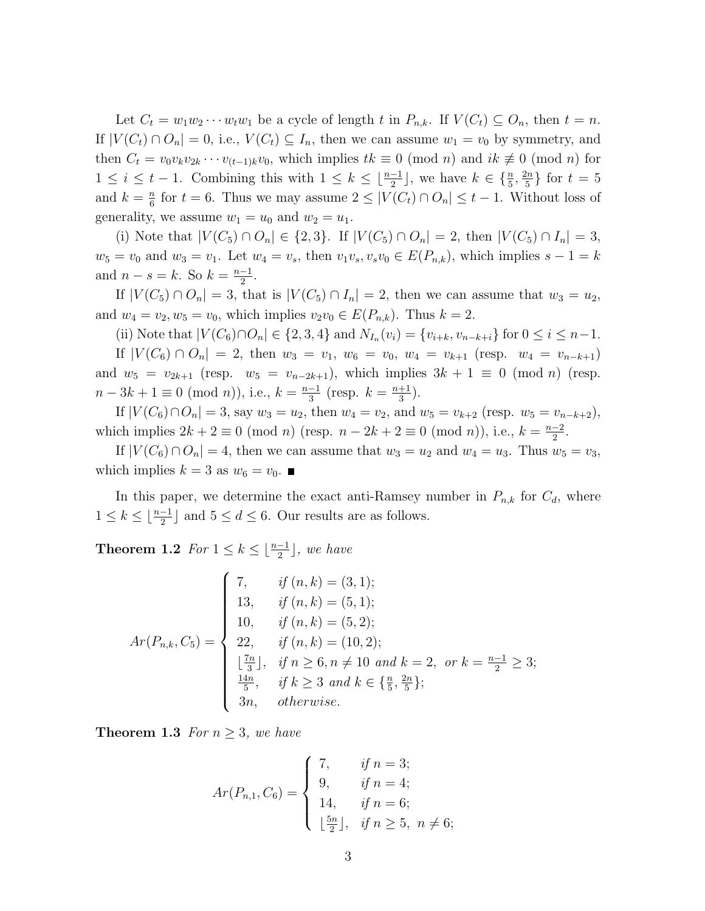Let $C_t = w_1w_2\cdots w_tw_1$ be a cycle of length $t$ in $P_{n,k}$. If $V(C_t) \subseteq O_n$, then $t = n$. If $|V(C_t) \cap O_n| = 0$, i.e., $V(C_t) \subseteq I_n$, then we can assume $w_1 = v_0$ by symmetry, and then $C_t = v_0v_kv_{2k}\cdots v_{(t-1)k}v_0$, which implies $tk \equiv 0 \pmod n$ and $ik \not\equiv 0 \pmod n$ for $1 \le i \le t-1$. Combining this with $1 \le k \le \lfloor \frac{n-1}{2} \rfloor$, we have $k \in \{\frac{n}{5}, \frac{2n}{5}\}$ for $t = 5$ and $k = \frac{n}{6}$ for $t = 6$. Thus we may assume $2 \le |V(C_t) \cap O_n| \le t-1$. Without loss of generality, we assume $w_1 = u_0$ and $w_2 = u_1$.

(i) Note that $|V(C_5) \cap O_n| \in \{2, 3\}$. If $|V(C_5) \cap O_n| = 2$, then $|V(C_5) \cap I_n| = 3$, $w_5 = v_0$ and $w_3 = v_1$. Let $w_4 = v_s$, then $v_1v_s, v_sv_0 \in E(P_{n,k})$, which implies $s - 1 = k$ and $n - s = k$. So $k = \frac{n-1}{2}$.

If $|V(C_5) \cap O_n| = 3$, that is $|V(C_5) \cap I_n| = 2$, then we can assume that $w_3 = u_2$, and $w_4 = v_2, w_5 = v_0$, which implies $v_2v_0 \in E(P_{n,k})$. Thus $k = 2$.

(ii) Note that $|V(C_6) \cap O_n| \in \{2, 3, 4\}$ and $N_{I_n}(v_i) = \{v_{i+k}, v_{n-k+i}\}$ for $0 \le i \le n-1$.

If $|V(C_6) \cap O_n| = 2$, then $w_3 = v_1$, $w_6 = v_0$, $w_4 = v_{k+1}$ (resp. $w_4 = v_{n-k+1}$) and $w_5 = v_{2k+1}$ (resp. $w_5 = v_{n-2k+1}$), which implies $3k + 1 \equiv 0 \pmod n$ (resp. $n - 3k + 1 \equiv 0 \pmod n$), i.e., $k = \frac{n-1}{3}$ (resp. $k = \frac{n+1}{3}$).

If $|V(C_6) \cap O_n| = 3$, say $w_3 = u_2$, then $w_4 = v_2$, and $w_5 = v_{k+2}$ (resp. $w_5 = v_{n-k+2}$), which implies $2k + 2 \equiv 0 \pmod n$ (resp. $n - 2k + 2 \equiv 0 \pmod n$), i.e., $k = \frac{n-2}{2}$.

If $|V(C_6) \cap O_n| = 4$, then we can assume that $w_3 = u_2$ and $w_4 = u_3$. Thus $w_5 = v_3$, which implies $k = 3$ as $w_6 = v_0$. ∎

In this paper, we determine the exact anti-Ramsey number in $P_{n,k}$ for $C_d$, where $1 \le k \le \lfloor \frac{n-1}{2} \rfloor$ and $5 \le d \le 6$. Our results are as follows.

**Theorem 1.2** *For $1 \le k \le \lfloor \frac{n-1}{2} \rfloor$, we have*

$$Ar(P_{n,k}, C_5) = \begin{cases} 7, & \text{if } (n,k) = (3,1); \\ 13, & \text{if } (n,k) = (5,1); \\ 10, & \text{if } (n,k) = (5,2); \\ 22, & \text{if } (n,k) = (10,2); \\ \lfloor \frac{7n}{3} \rfloor, & \text{if } n \ge 6, n \ne 10 \text{ and } k = 2, \text{ or } k = \frac{n-1}{2} \ge 3; \\ \frac{14n}{5}, & \text{if } k \ge 3 \text{ and } k \in \{\frac{n}{5}, \frac{2n}{5}\}; \\ 3n, & \text{otherwise.} \end{cases}$$

**Theorem 1.3** *For $n \ge 3$, we have*

$$Ar(P_{n,1}, C_6) = \begin{cases} 7, & \text{if } n = 3; \\ 9, & \text{if } n = 4; \\ 14, & \text{if } n = 6; \\ \lfloor \frac{5n}{2} \rfloor, & \text{if } n \ge 5, \ n \ne 6; \end{cases}$$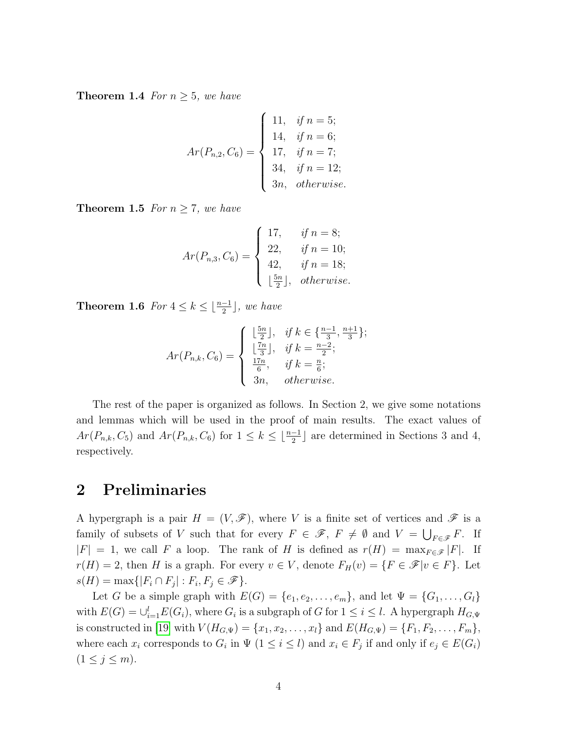**Theorem 1.4** *For $n \geq 5$, we have*

$$Ar(P_{n,2}, C_6) = \begin{cases} 11, & \text{if } n = 5; \\ 14, & \text{if } n = 6; \\ 17, & \text{if } n = 7; \\ 34, & \text{if } n = 12; \\ 3n, & \text{otherwise.} \end{cases}$$

**Theorem 1.5** *For $n \geq 7$, we have*

$$Ar(P_{n,3}, C_6) = \begin{cases} 17, & \text{if } n = 8; \\ 22, & \text{if } n = 10; \\ 42, & \text{if } n = 18; \\ \lfloor \frac{5n}{2} \rfloor, & \text{otherwise.} \end{cases}$$

**Theorem 1.6** *For $4 \leq k \leq \lfloor \frac{n-1}{2} \rfloor$, we have*

$$Ar(P_{n,k}, C_6) = \begin{cases} \lfloor \frac{5n}{2} \rfloor, & \text{if } k \in \{\frac{n-1}{3}, \frac{n+1}{3}\}; \\ \lfloor \frac{7n}{3} \rfloor, & \text{if } k = \frac{n-2}{2}; \\ \frac{17n}{6}, & \text{if } k = \frac{n}{6}; \\ 3n, & \text{otherwise.} \end{cases}$$

The rest of the paper is organized as follows. In Section 2, we give some notations and lemmas which will be used in the proof of main results. The exact values of $Ar(P_{n,k}, C_5)$ and $Ar(P_{n,k}, C_6)$ for $1 \leq k \leq \lfloor \frac{n-1}{2} \rfloor$ are determined in Sections 3 and 4, respectively.

## 2 Preliminaries

A hypergraph is a pair $H = (V, \mathscr{F})$, where $V$ is a finite set of vertices and $\mathscr{F}$ is a family of subsets of $V$ such that for every $F \in \mathscr{F}$, $F \neq \emptyset$ and $V = \bigcup_{F \in \mathscr{F}} F$. If $|F| = 1$, we call $F$ a loop. The rank of $H$ is defined as $r(H) = \max_{F \in \mathscr{F}} |F|$. If $r(H) = 2$, then $H$ is a graph. For every $v \in V$, denote $F_H(v) = \{F \in \mathscr{F} | v \in F\}$. Let $s(H) = \max\{|F_i \cap F_j| : F_i, F_j \in \mathscr{F}\}$.

Let $G$ be a simple graph with $E(G) = \{e_1, e_2, \ldots, e_m\}$, and let $\Psi = \{G_1, \ldots, G_l\}$ with $E(G) = \cup_{i=1}^{l} E(G_i)$, where $G_i$ is a subgraph of $G$ for $1 \leq i \leq l$. A hypergraph $H_{G,\Psi}$ is constructed in [19] with $V(H_{G,\Psi}) = \{x_1, x_2, \ldots, x_l\}$ and $E(H_{G,\Psi}) = \{F_1, F_2, \ldots, F_m\}$, where each $x_i$ corresponds to $G_i$ in $\Psi$ ($1 \leq i \leq l$) and $x_i \in F_j$ if and only if $e_j \in E(G_i)$ ($1 \leq j \leq m$).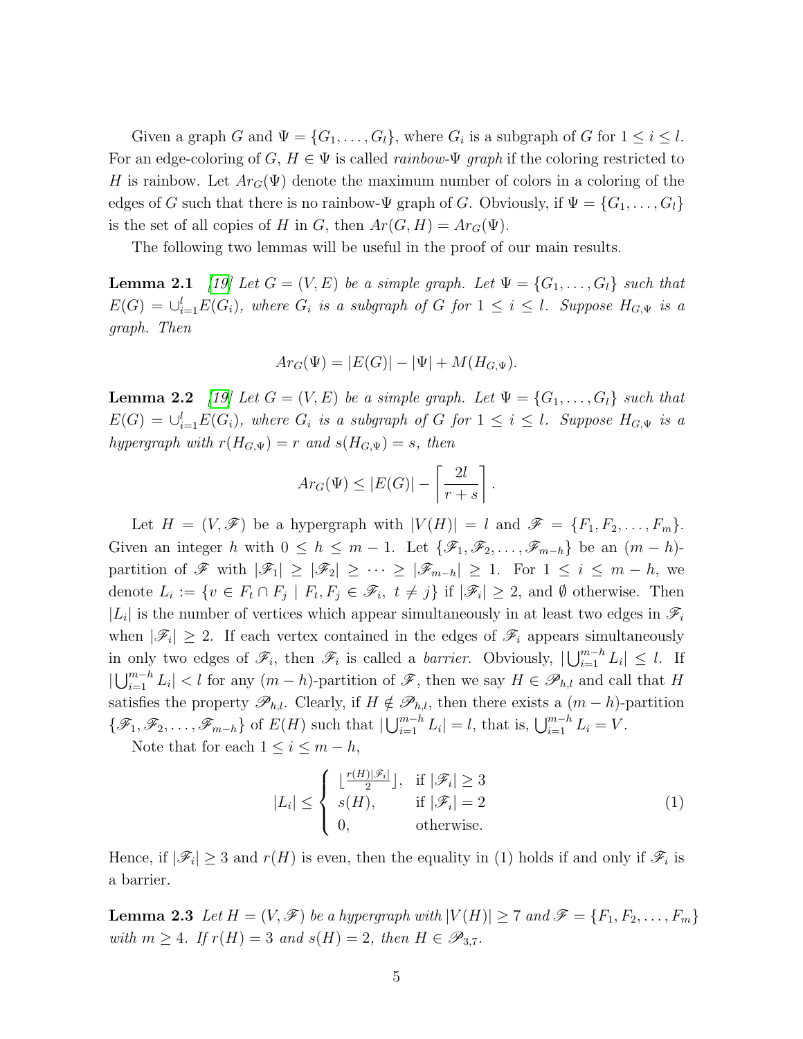Given a graph $G$ and $\Psi = \{G_1, \ldots, G_l\}$, where $G_i$ is a subgraph of $G$ for $1 \leq i \leq l$. For an edge-coloring of $G$, $H \in \Psi$ is called *rainbow-$\Psi$ graph* if the coloring restricted to $H$ is rainbow. Let $Ar_G(\Psi)$ denote the maximum number of colors in a coloring of the edges of $G$ such that there is no rainbow-$\Psi$ graph of $G$. Obviously, if $\Psi = \{G_1, \ldots, G_l\}$ is the set of all copies of $H$ in $G$, then $Ar(G, H) = Ar_G(\Psi)$.

The following two lemmas will be useful in the proof of our main results.

**Lemma 2.1** *[19] Let $G = (V, E)$ be a simple graph. Let $\Psi = \{G_1, \ldots, G_l\}$ such that $E(G) = \cup_{i=1}^{l} E(G_i)$, where $G_i$ is a subgraph of $G$ for $1 \leq i \leq l$. Suppose $H_{G,\Psi}$ is a graph. Then*

$$Ar_G(\Psi) = |E(G)| - |\Psi| + M(H_{G,\Psi}).$$

**Lemma 2.2** *[19] Let $G = (V, E)$ be a simple graph. Let $\Psi = \{G_1, \ldots, G_l\}$ such that $E(G) = \cup_{i=1}^{l} E(G_i)$, where $G_i$ is a subgraph of $G$ for $1 \leq i \leq l$. Suppose $H_{G,\Psi}$ is a hypergraph with $r(H_{G,\Psi}) = r$ and $s(H_{G,\Psi}) = s$, then*

$$Ar_G(\Psi) \leq |E(G)| - \left\lceil \frac{2l}{r+s} \right\rceil.$$

Let $H = (V, \mathscr{F})$ be a hypergraph with $|V(H)| = l$ and $\mathscr{F} = \{F_1, F_2, \ldots, F_m\}$. Given an integer $h$ with $0 \leq h \leq m-1$. Let $\{\mathscr{F}_1, \mathscr{F}_2, \ldots, \mathscr{F}_{m-h}\}$ be an $(m-h)$-partition of $\mathscr{F}$ with $|\mathscr{F}_1| \geq |\mathscr{F}_2| \geq \cdots \geq |\mathscr{F}_{m-h}| \geq 1$. For $1 \leq i \leq m-h$, we denote $L_i := \{v \in F_t \cap F_j \mid F_t, F_j \in \mathscr{F}_i,\ t \neq j\}$ if $|\mathscr{F}_i| \geq 2$, and $\emptyset$ otherwise. Then $|L_i|$ is the number of vertices which appear simultaneously in at least two edges in $\mathscr{F}_i$ when $|\mathscr{F}_i| \geq 2$. If each vertex contained in the edges of $\mathscr{F}_i$ appears simultaneously in only two edges of $\mathscr{F}_i$, then $\mathscr{F}_i$ is called a *barrier*. Obviously, $|\bigcup_{i=1}^{m-h} L_i| \leq l$. If $|\bigcup_{i=1}^{m-h} L_i| < l$ for any $(m-h)$-partition of $\mathscr{F}$, then we say $H \in \mathscr{P}_{h,l}$ and call that $H$ satisfies the property $\mathscr{P}_{h,l}$. Clearly, if $H \notin \mathscr{P}_{h,l}$, then there exists a $(m-h)$-partition $\{\mathscr{F}_1, \mathscr{F}_2, \ldots, \mathscr{F}_{m-h}\}$ of $E(H)$ such that $|\bigcup_{i=1}^{m-h} L_i| = l$, that is, $\bigcup_{i=1}^{m-h} L_i = V$.

Note that for each $1 \leq i \leq m-h$,

$$|L_i| \leq \begin{cases} \lfloor \frac{r(H)|\mathscr{F}_i|}{2} \rfloor, & \text{if } |\mathscr{F}_i| \geq 3 \\ s(H), & \text{if } |\mathscr{F}_i| = 2 \\ 0, & \text{otherwise.} \end{cases} \tag{1}$$

Hence, if $|\mathscr{F}_i| \geq 3$ and $r(H)$ is even, then the equality in (1) holds if and only if $\mathscr{F}_i$ is a barrier.

**Lemma 2.3** *Let $H = (V, \mathscr{F})$ be a hypergraph with $|V(H)| \geq 7$ and $\mathscr{F} = \{F_1, F_2, \ldots, F_m\}$ with $m \geq 4$. If $r(H) = 3$ and $s(H) = 2$, then $H \in \mathscr{P}_{3,7}$.*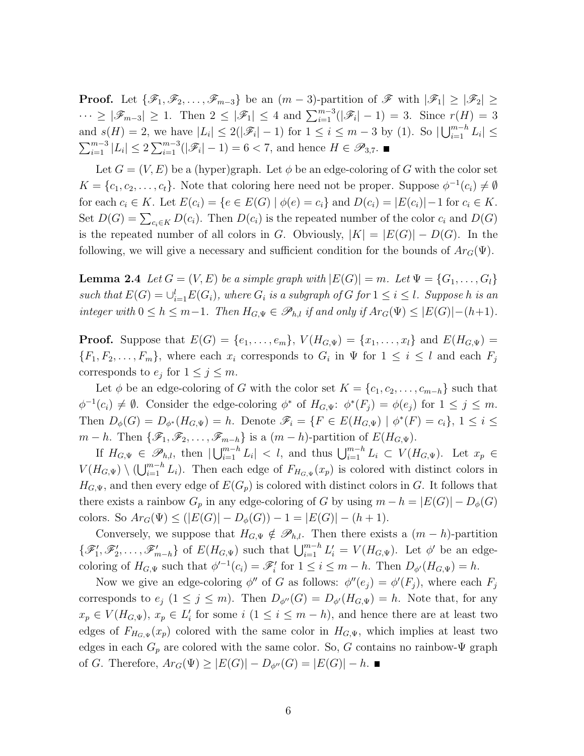**Proof.** Let $\{\mathscr{F}_1, \mathscr{F}_2, \ldots, \mathscr{F}_{m-3}\}$ be an $(m-3)$-partition of $\mathscr{F}$ with $|\mathscr{F}_1| \geq |\mathscr{F}_2| \geq \cdots \geq |\mathscr{F}_{m-3}| \geq 1$. Then $2 \leq |\mathscr{F}_1| \leq 4$ and $\sum_{i=1}^{m-3}(|\mathscr{F}_i| - 1) = 3$. Since $r(H) = 3$ and $s(H) = 2$, we have $|L_i| \leq 2(|\mathscr{F}_i| - 1)$ for $1 \leq i \leq m-3$ by (1). So $|\bigcup_{i=1}^{m-h} L_i| \leq \sum_{i=1}^{m-3} |L_i| \leq 2\sum_{i=1}^{m-3}(|\mathscr{F}_i| - 1) = 6 < 7$, and hence $H \in \mathscr{P}_{3,7}$. ∎

Let $G = (V, E)$ be a (hyper)graph. Let $\phi$ be an edge-coloring of $G$ with the color set $K = \{c_1, c_2, \ldots, c_t\}$. Note that coloring here need not be proper. Suppose $\phi^{-1}(c_i) \neq \emptyset$ for each $c_i \in K$. Let $E(c_i) = \{e \in E(G) \mid \phi(e) = c_i\}$ and $D(c_i) = |E(c_i)| - 1$ for $c_i \in K$. Set $D(G) = \sum_{c_i \in K} D(c_i)$. Then $D(c_i)$ is the repeated number of the color $c_i$ and $D(G)$ is the repeated number of all colors in $G$. Obviously, $|K| = |E(G)| - D(G)$. In the following, we will give a necessary and sufficient condition for the bounds of $Ar_G(\Psi)$.

**Lemma 2.4** *Let $G = (V, E)$ be a simple graph with $|E(G)| = m$. Let $\Psi = \{G_1, \ldots, G_l\}$ such that $E(G) = \cup_{i=1}^{l} E(G_i)$, where $G_i$ is a subgraph of $G$ for $1 \leq i \leq l$. Suppose $h$ is an integer with $0 \leq h \leq m-1$. Then $H_{G,\Psi} \in \mathscr{P}_{h,l}$ if and only if $Ar_G(\Psi) \leq |E(G)| - (h+1)$.*

**Proof.** Suppose that $E(G) = \{e_1, \ldots, e_m\}$, $V(H_{G,\Psi}) = \{x_1, \ldots, x_l\}$ and $E(H_{G,\Psi}) = \{F_1, F_2, \ldots, F_m\}$, where each $x_i$ corresponds to $G_i$ in $\Psi$ for $1 \leq i \leq l$ and each $F_j$ corresponds to $e_j$ for $1 \leq j \leq m$.

Let $\phi$ be an edge-coloring of $G$ with the color set $K = \{c_1, c_2, \ldots, c_{m-h}\}$ such that $\phi^{-1}(c_i) \neq \emptyset$. Consider the edge-coloring $\phi^*$ of $H_{G,\Psi}$: $\phi^*(F_j) = \phi(e_j)$ for $1 \leq j \leq m$. Then $D_\phi(G) = D_{\phi^*}(H_{G,\Psi}) = h$. Denote $\mathscr{F}_i = \{F \in E(H_{G,\Psi}) \mid \phi^*(F) = c_i\}$, $1 \leq i \leq m-h$. Then $\{\mathscr{F}_1, \mathscr{F}_2, \ldots, \mathscr{F}_{m-h}\}$ is a $(m-h)$-partition of $E(H_{G,\Psi})$.

If $H_{G,\Psi} \in \mathscr{P}_{h,l}$, then $|\bigcup_{i=1}^{m-h} L_i| < l$, and thus $\bigcup_{i=1}^{m-h} L_i \subset V(H_{G,\Psi})$. Let $x_p \in V(H_{G,\Psi}) \setminus (\bigcup_{i=1}^{m-h} L_i)$. Then each edge of $F_{H_{G,\Psi}}(x_p)$ is colored with distinct colors in $H_{G,\Psi}$, and then every edge of $E(G_p)$ is colored with distinct colors in $G$. It follows that there exists a rainbow $G_p$ in any edge-coloring of $G$ by using $m - h = |E(G)| - D_\phi(G)$ colors. So $Ar_G(\Psi) \leq (|E(G)| - D_\phi(G)) - 1 = |E(G)| - (h+1)$.

Conversely, we suppose that $H_{G,\Psi} \notin \mathscr{P}_{h,l}$. Then there exists a $(m-h)$-partition $\{\mathscr{F}'_1, \mathscr{F}'_2, \ldots, \mathscr{F}'_{m-h}\}$ of $E(H_{G,\Psi})$ such that $\bigcup_{i=1}^{m-h} L'_i = V(H_{G,\Psi})$. Let $\phi'$ be an edge-coloring of $H_{G,\Psi}$ such that $\phi'^{-1}(c_i) = \mathscr{F}'_i$ for $1 \leq i \leq m-h$. Then $D_{\phi'}(H_{G,\Psi}) = h$.

Now we give an edge-coloring $\phi''$ of $G$ as follows: $\phi''(e_j) = \phi'(F_j)$, where each $F_j$ corresponds to $e_j$ $(1 \leq j \leq m)$. Then $D_{\phi''}(G) = D_{\phi'}(H_{G,\Psi}) = h$. Note that, for any $x_p \in V(H_{G,\Psi})$, $x_p \in L'_i$ for some $i$ $(1 \leq i \leq m-h)$, and hence there are at least two edges of $F_{H_{G,\Psi}}(x_p)$ colored with the same color in $H_{G,\Psi}$, which implies at least two edges in each $G_p$ are colored with the same color. So, $G$ contains no rainbow-$\Psi$ graph of $G$. Therefore, $Ar_G(\Psi) \geq |E(G)| - D_{\phi''}(G) = |E(G)| - h$. ∎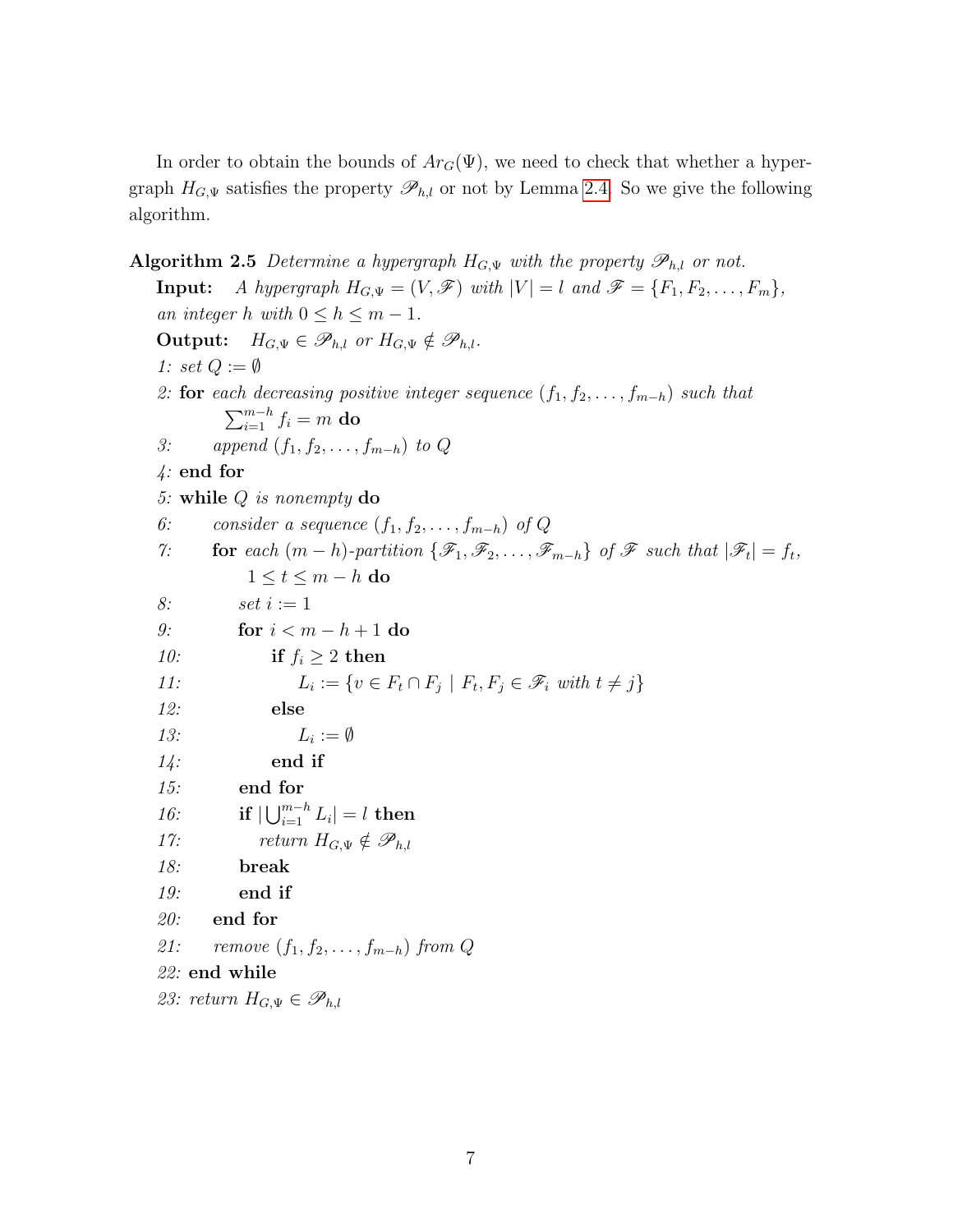In order to obtain the bounds of $Ar_G(\Psi)$, we need to check that whether a hypergraph $H_{G,\Psi}$ satisfies the property $\mathscr{P}_{h,l}$ or not by Lemma 2.4. So we give the following algorithm.

**Algorithm 2.5** *Determine a hypergraph $H_{G,\Psi}$ with the property $\mathscr{P}_{h,l}$ or not.*

**Input:** *A hypergraph $H_{G,\Psi} = (V, \mathscr{F})$ with $|V| = l$ and $\mathscr{F} = \{F_1, F_2, \ldots, F_m\}$, an integer $h$ with $0 \leq h \leq m-1$.*

**Output:** $H_{G,\Psi} \in \mathscr{P}_{h,l}$ *or* $H_{G,\Psi} \notin \mathscr{P}_{h,l}$.

1: *set* $Q := \emptyset$
2: **for** *each decreasing positive integer sequence* $(f_1, f_2, \ldots, f_{m-h})$ *such that* $\sum_{i=1}^{m-h} f_i = m$ **do**
3: *append* $(f_1, f_2, \ldots, f_{m-h})$ *to* $Q$
4: **end for**
5: **while** $Q$ *is nonempty* **do**
6: *consider a sequence* $(f_1, f_2, \ldots, f_{m-h})$ *of* $Q$
7: **for** *each* $(m-h)$*-partition* $\{\mathscr{F}_1, \mathscr{F}_2, \ldots, \mathscr{F}_{m-h}\}$ *of* $\mathscr{F}$ *such that* $|\mathscr{F}_t| = f_t$, $1 \leq t \leq m-h$ **do**
8: *set* $i := 1$
9: **for** $i < m-h+1$ **do**
10: **if** $f_i \geq 2$ **then**
11: $L_i := \{v \in F_t \cap F_j \mid F_t, F_j \in \mathscr{F}_i \text{ with } t \neq j\}$
12: **else**
13: $L_i := \emptyset$
14: **end if**
15: **end for**
16: **if** $|\bigcup_{i=1}^{m-h} L_i| = l$ **then**
17: *return* $H_{G,\Psi} \notin \mathscr{P}_{h,l}$
18: **break**
19: **end if**
20: **end for**
21: *remove* $(f_1, f_2, \ldots, f_{m-h})$ *from* $Q$
22: **end while**
23: *return* $H_{G,\Psi} \in \mathscr{P}_{h,l}$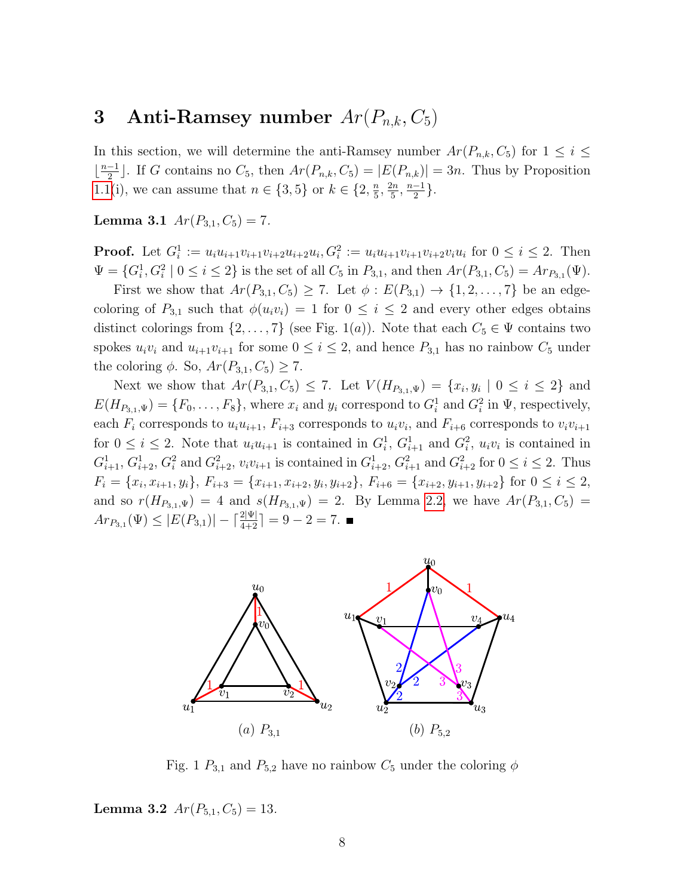## 3 Anti-Ramsey number $Ar(P_{n,k}, C_5)$

In this section, we will determine the anti-Ramsey number $Ar(P_{n,k}, C_5)$ for $1 \leq i \leq \lfloor \frac{n-1}{2} \rfloor$. If $G$ contains no $C_5$, then $Ar(P_{n,k}, C_5) = |E(P_{n,k})| = 3n$. Thus by Proposition 1.1(i), we can assume that $n \in \{3, 5\}$ or $k \in \{2, \frac{n}{5}, \frac{2n}{5}, \frac{n-1}{2}\}$.

**Lemma 3.1** $Ar(P_{3,1}, C_5) = 7$.

**Proof.** Let $G_i^1 := u_iu_{i+1}v_{i+1}v_{i+2}u_{i+2}u_i, G_i^2 := u_iu_{i+1}v_{i+1}v_{i+2}v_iu_i$ for $0 \leq i \leq 2$. Then $\Psi = \{G_i^1, G_i^2 \mid 0 \leq i \leq 2\}$ is the set of all $C_5$ in $P_{3,1}$, and then $Ar(P_{3,1}, C_5) = Ar_{P_{3,1}}(\Psi)$.

First we show that $Ar(P_{3,1}, C_5) \geq 7$. Let $\phi : E(P_{3,1}) \to \{1, 2, \ldots, 7\}$ be an edge-coloring of $P_{3,1}$ such that $\phi(u_iv_i) = 1$ for $0 \leq i \leq 2$ and every other edges obtains distinct colorings from $\{2, \ldots, 7\}$ (see Fig. 1$(a)$). Note that each $C_5 \in \Psi$ contains two spokes $u_iv_i$ and $u_{i+1}v_{i+1}$ for some $0 \leq i \leq 2$, and hence $P_{3,1}$ has no rainbow $C_5$ under the coloring $\phi$. So, $Ar(P_{3,1}, C_5) \geq 7$.

Next we show that $Ar(P_{3,1}, C_5) \leq 7$. Let $V(H_{P_{3,1},\Psi}) = \{x_i, y_i \mid 0 \leq i \leq 2\}$ and $E(H_{P_{3,1},\Psi}) = \{F_0, \ldots, F_8\}$, where $x_i$ and $y_i$ correspond to $G_i^1$ and $G_i^2$ in $\Psi$, respectively, each $F_i$ corresponds to $u_iu_{i+1}$, $F_{i+3}$ corresponds to $u_iv_i$, and $F_{i+6}$ corresponds to $v_iv_{i+1}$ for $0 \leq i \leq 2$. Note that $u_iu_{i+1}$ is contained in $G_i^1$, $G_{i+1}^1$ and $G_i^2$, $u_iv_i$ is contained in $G_{i+1}^1$, $G_{i+2}^1$, $G_i^2$ and $G_{i+2}^2$, $v_iv_{i+1}$ is contained in $G_{i+2}^1$, $G_{i+1}^2$ and $G_{i+2}^2$ for $0 \leq i \leq 2$. Thus $F_i = \{x_i, x_{i+1}, y_i\}$, $F_{i+3} = \{x_{i+1}, x_{i+2}, y_i, y_{i+2}\}$, $F_{i+6} = \{x_{i+2}, y_{i+1}, y_{i+2}\}$ for $0 \leq i \leq 2$, and so $r(H_{P_{3,1},\Psi}) = 4$ and $s(H_{P_{3,1},\Psi}) = 2$. By Lemma 2.2, we have $Ar(P_{3,1}, C_5) = Ar_{P_{3,1}}(\Psi) \leq |E(P_{3,1})| - \lceil \frac{2|\Psi|}{4+2} \rceil = 9 - 2 = 7$. ■

Fig. 1 $P_{3,1}$ and $P_{5,2}$ have no rainbow $C_5$ under the coloring $\phi$

**Lemma 3.2** $Ar(P_{5,1}, C_5) = 13$.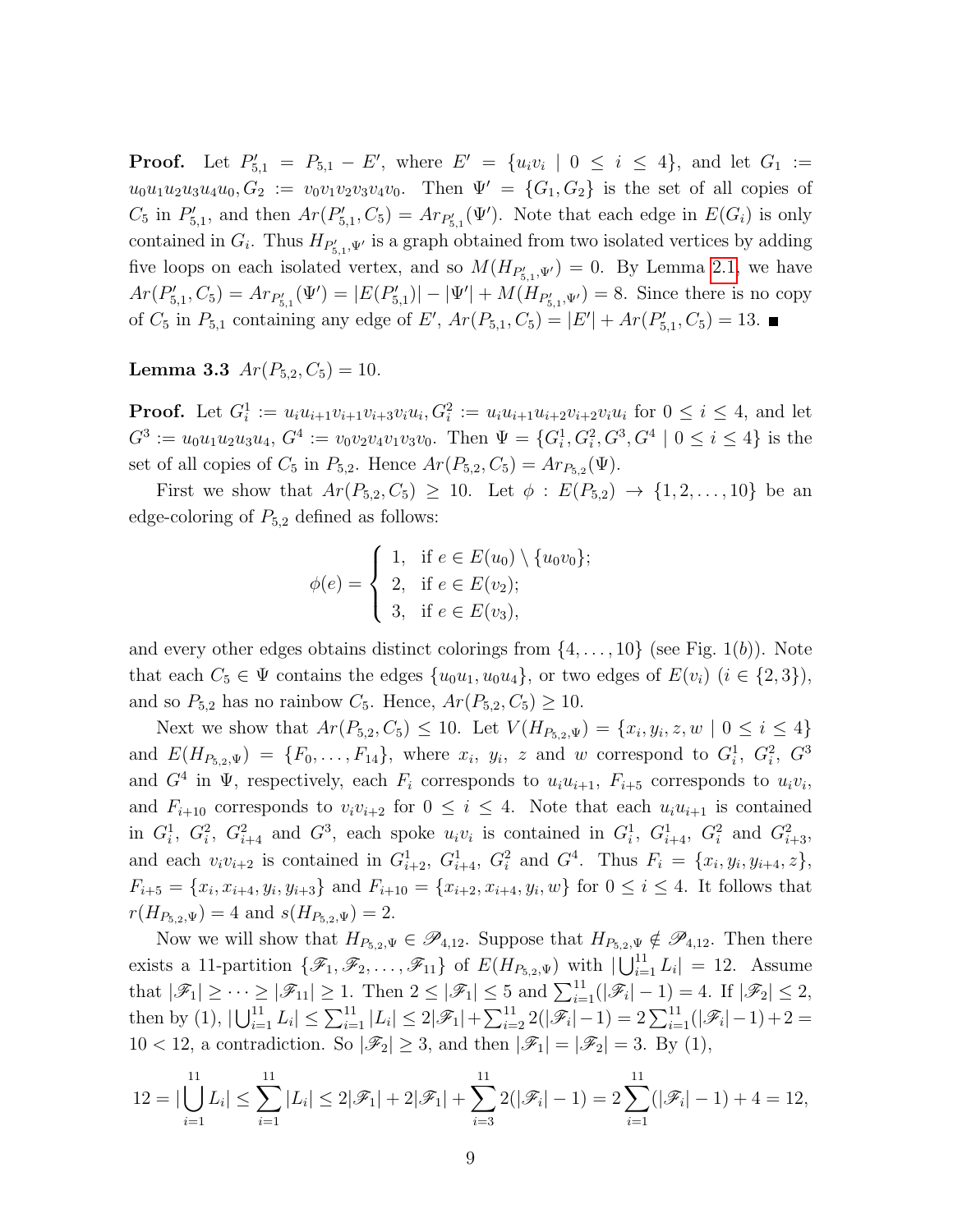**Proof.** Let $P'_{5,1} = P_{5,1} - E'$, where $E' = \{u_iv_i \mid 0 \leq i \leq 4\}$, and let $G_1 := u_0u_1u_2u_3u_4u_0, G_2 := v_0v_1v_2v_3v_4v_0$. Then $\Psi' = \{G_1, G_2\}$ is the set of all copies of $C_5$ in $P'_{5,1}$, and then $Ar(P'_{5,1}, C_5) = Ar_{P'_{5,1}}(\Psi')$. Note that each edge in $E(G_i)$ is only contained in $G_i$. Thus $H_{P'_{5,1},\Psi'}$ is a graph obtained from two isolated vertices by adding five loops on each isolated vertex, and so $M(H_{P'_{5,1},\Psi'}) = 0$. By Lemma 2.1, we have $Ar(P'_{5,1}, C_5) = Ar_{P'_{5,1}}(\Psi') = |E(P'_{5,1})| - |\Psi'| + M(H_{P'_{5,1},\Psi'}) = 8$. Since there is no copy of $C_5$ in $P_{5,1}$ containing any edge of $E'$, $Ar(P_{5,1}, C_5) = |E'| + Ar(P'_{5,1}, C_5) = 13$. ■

**Lemma 3.3** $Ar(P_{5,2}, C_5) = 10$.

**Proof.** Let $G_i^1 := u_iu_{i+1}v_{i+1}v_{i+3}v_iu_i, G_i^2 := u_iu_{i+1}u_{i+2}v_{i+2}v_iu_i$ for $0 \leq i \leq 4$, and let $G^3 := u_0u_1u_2u_3u_4$, $G^4 := v_0v_2v_4v_1v_3v_0$. Then $\Psi = \{G_i^1, G_i^2, G^3, G^4 \mid 0 \leq i \leq 4\}$ is the set of all copies of $C_5$ in $P_{5,2}$. Hence $Ar(P_{5,2}, C_5) = Ar_{P_{5,2}}(\Psi)$.

First we show that $Ar(P_{5,2}, C_5) \geq 10$. Let $\phi : E(P_{5,2}) \to \{1, 2, \ldots, 10\}$ be an edge-coloring of $P_{5,2}$ defined as follows:

$$\phi(e) = \begin{cases} 1, & \text{if } e \in E(u_0) \setminus \{u_0v_0\}; \\ 2, & \text{if } e \in E(v_2); \\ 3, & \text{if } e \in E(v_3), \end{cases}$$

and every other edges obtains distinct colorings from $\{4, \ldots, 10\}$ (see Fig. 1(*b*)). Note that each $C_5 \in \Psi$ contains the edges $\{u_0u_1, u_0u_4\}$, or two edges of $E(v_i)$ $(i \in \{2, 3\})$, and so $P_{5,2}$ has no rainbow $C_5$. Hence, $Ar(P_{5,2}, C_5) \geq 10$.

Next we show that $Ar(P_{5,2}, C_5) \leq 10$. Let $V(H_{P_{5,2},\Psi}) = \{x_i, y_i, z, w \mid 0 \leq i \leq 4\}$ and $E(H_{P_{5,2},\Psi}) = \{F_0, \ldots, F_{14}\}$, where $x_i$, $y_i$, $z$ and $w$ correspond to $G_i^1$, $G_i^2$, $G^3$ and $G^4$ in $\Psi$, respectively, each $F_i$ corresponds to $u_iu_{i+1}$, $F_{i+5}$ corresponds to $u_iv_i$, and $F_{i+10}$ corresponds to $v_iv_{i+2}$ for $0 \leq i \leq 4$. Note that each $u_iu_{i+1}$ is contained in $G_i^1$, $G_i^2$, $G_{i+4}^2$ and $G^3$, each spoke $u_iv_i$ is contained in $G_i^1$, $G_{i+4}^1$, $G_i^2$ and $G_{i+3}^2$, and each $v_iv_{i+2}$ is contained in $G_{i+2}^1$, $G_{i+4}^1$, $G_i^2$ and $G^4$. Thus $F_i = \{x_i, y_i, y_{i+4}, z\}$, $F_{i+5} = \{x_i, x_{i+4}, y_i, y_{i+3}\}$ and $F_{i+10} = \{x_{i+2}, x_{i+4}, y_i, w\}$ for $0 \leq i \leq 4$. It follows that $r(H_{P_{5,2},\Psi}) = 4$ and $s(H_{P_{5,2},\Psi}) = 2$.

Now we will show that $H_{P_{5,2},\Psi} \in \mathscr{P}_{4,12}$. Suppose that $H_{P_{5,2},\Psi} \notin \mathscr{P}_{4,12}$. Then there exists a 11-partition $\{\mathscr{F}_1, \mathscr{F}_2, \ldots, \mathscr{F}_{11}\}$ of $E(H_{P_{5,2},\Psi})$ with $|\bigcup_{i=1}^{11} L_i| = 12$. Assume that $|\mathscr{F}_1| \geq \cdots \geq |\mathscr{F}_{11}| \geq 1$. Then $2 \leq |\mathscr{F}_1| \leq 5$ and $\sum_{i=1}^{11}(|\mathscr{F}_i| - 1) = 4$. If $|\mathscr{F}_2| \leq 2$, then by (1), $|\bigcup_{i=1}^{11} L_i| \leq \sum_{i=1}^{11} |L_i| \leq 2|\mathscr{F}_1| + \sum_{i=2}^{11} 2(|\mathscr{F}_i| - 1) = 2\sum_{i=1}^{11}(|\mathscr{F}_i| - 1) + 2 = 10 < 12$, a contradiction. So $|\mathscr{F}_2| \geq 3$, and then $|\mathscr{F}_1| = |\mathscr{F}_2| = 3$. By (1),

$$12 = |\bigcup_{i=1}^{11} L_i| \leq \sum_{i=1}^{11} |L_i| \leq 2|\mathscr{F}_1| + 2|\mathscr{F}_1| + \sum_{i=3}^{11} 2(|\mathscr{F}_i| - 1) = 2\sum_{i=1}^{11}(|\mathscr{F}_i| - 1) + 4 = 12,$$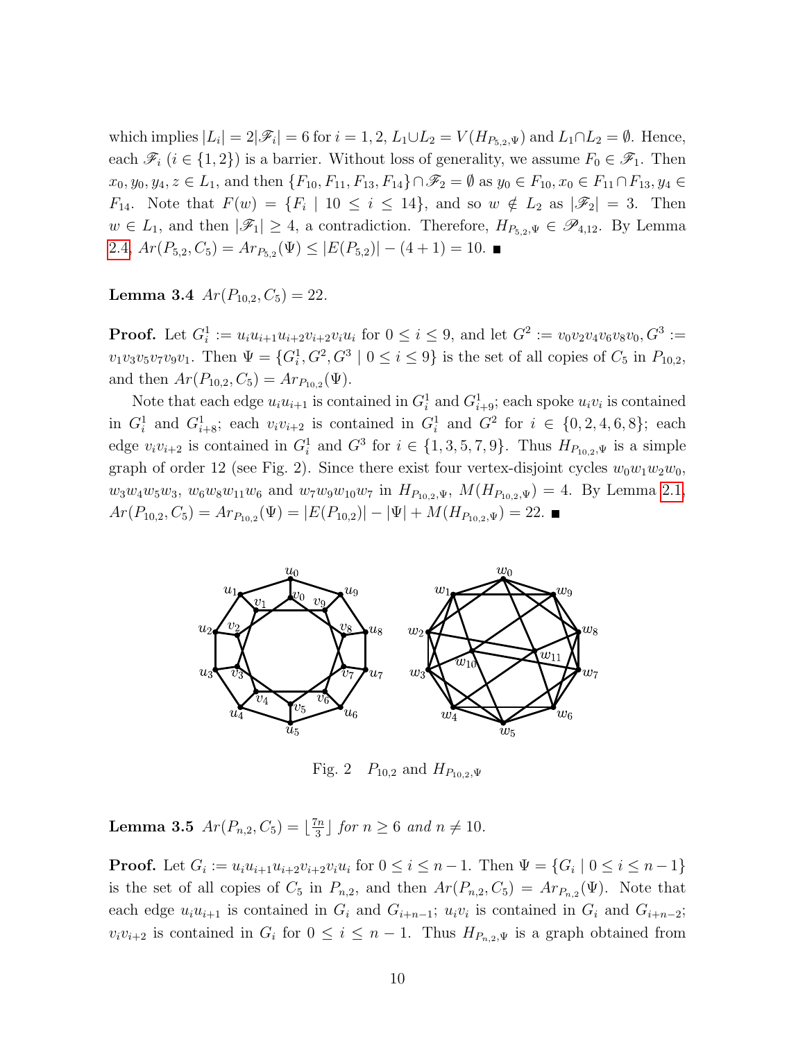which implies $|L_i| = 2|\mathscr{F}_i| = 6$ for $i = 1, 2$, $L_1 \cup L_2 = V(H_{P_{5,2},\Psi})$ and $L_1 \cap L_2 = \emptyset$. Hence, each $\mathscr{F}_i$ ($i \in \{1, 2\}$) is a barrier. Without loss of generality, we assume $F_0 \in \mathscr{F}_1$. Then $x_0, y_0, y_4, z \in L_1$, and then $\{F_{10}, F_{11}, F_{13}, F_{14}\} \cap \mathscr{F}_2 = \emptyset$ as $y_0 \in F_{10}, x_0 \in F_{11} \cap F_{13}, y_4 \in F_{14}$. Note that $F(w) = \{F_i \mid 10 \le i \le 14\}$, and so $w \notin L_2$ as $|\mathscr{F}_2| = 3$. Then $w \in L_1$, and then $|\mathscr{F}_1| \ge 4$, a contradiction. Therefore, $H_{P_{5,2},\Psi} \in \mathscr{P}_{4,12}$. By Lemma 2.4, $Ar(P_{5,2}, C_5) = Ar_{P_{5,2}}(\Psi) \le |E(P_{5,2})| - (4 + 1) = 10$. ■

**Lemma 3.4** *$Ar(P_{10,2}, C_5) = 22$.*

**Proof.** Let $G_i^1 := u_i u_{i+1} u_{i+2} v_{i+2} v_i u_i$ for $0 \le i \le 9$, and let $G^2 := v_0 v_2 v_4 v_6 v_8 v_0$, $G^3 := v_1 v_3 v_5 v_7 v_9 v_1$. Then $\Psi = \{G_i^1, G^2, G^3 \mid 0 \le i \le 9\}$ is the set of all copies of $C_5$ in $P_{10,2}$, and then $Ar(P_{10,2}, C_5) = Ar_{P_{10,2}}(\Psi)$.

Note that each edge $u_i u_{i+1}$ is contained in $G_i^1$ and $G_{i+9}^1$; each spoke $u_i v_i$ is contained in $G_i^1$ and $G_{i+8}^1$; each $v_i v_{i+2}$ is contained in $G_i^1$ and $G^2$ for $i \in \{0, 2, 4, 6, 8\}$; each edge $v_i v_{i+2}$ is contained in $G_i^1$ and $G^3$ for $i \in \{1, 3, 5, 7, 9\}$. Thus $H_{P_{10,2},\Psi}$ is a simple graph of order 12 (see Fig. 2). Since there exist four vertex-disjoint cycles $w_0 w_1 w_2 w_0$, $w_3 w_4 w_5 w_3$, $w_6 w_8 w_{11} w_6$ and $w_7 w_9 w_{10} w_7$ in $H_{P_{10,2},\Psi}$, $M(H_{P_{10,2},\Psi}) = 4$. By Lemma 2.1, $Ar(P_{10,2}, C_5) = Ar_{P_{10,2}}(\Psi) = |E(P_{10,2})| - |\Psi| + M(H_{P_{10,2},\Psi}) = 22$. ■

Fig. 2 $P_{10,2}$ and $H_{P_{10,2},\Psi}$

**Lemma 3.5** *$Ar(P_{n,2}, C_5) = \lfloor \frac{7n}{3} \rfloor$ for $n \ge 6$ and $n \ne 10$.*

**Proof.** Let $G_i := u_i u_{i+1} u_{i+2} v_{i+2} v_i u_i$ for $0 \le i \le n - 1$. Then $\Psi = \{G_i \mid 0 \le i \le n - 1\}$ is the set of all copies of $C_5$ in $P_{n,2}$, and then $Ar(P_{n,2}, C_5) = Ar_{P_{n,2}}(\Psi)$. Note that each edge $u_i u_{i+1}$ is contained in $G_i$ and $G_{i+n-1}$; $u_i v_i$ is contained in $G_i$ and $G_{i+n-2}$; $v_i v_{i+2}$ is contained in $G_i$ for $0 \le i \le n - 1$. Thus $H_{P_{n,2},\Psi}$ is a graph obtained from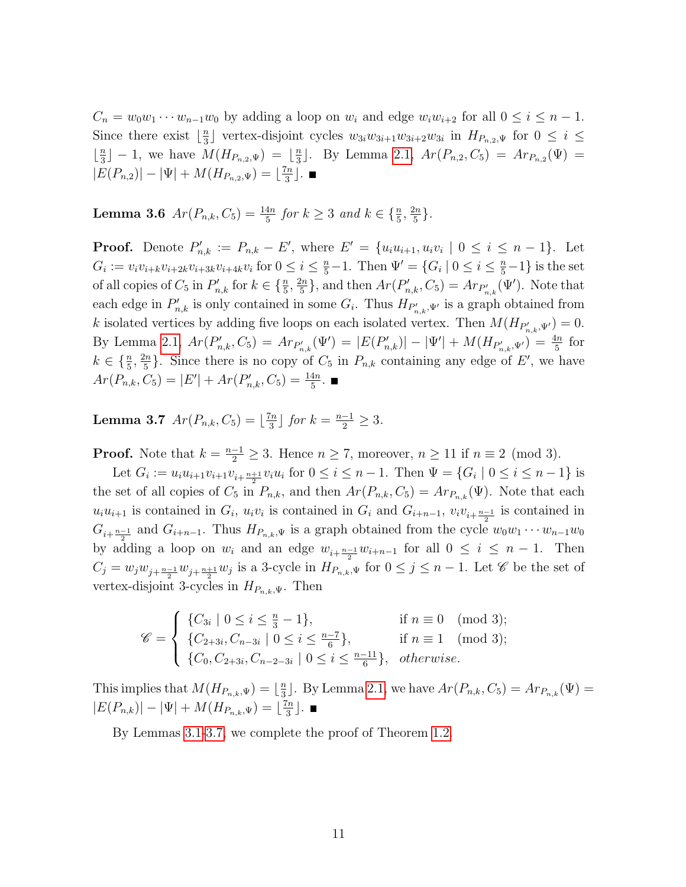$C_n = w_0w_1\cdots w_{n-1}w_0$ by adding a loop on $w_i$ and edge $w_iw_{i+2}$ for all $0 \le i \le n-1$. Since there exist $\lfloor \frac{n}{3} \rfloor$ vertex-disjoint cycles $w_{3i}w_{3i+1}w_{3i+2}w_{3i}$ in $H_{P_{n,2},\Psi}$ for $0 \le i \le \lfloor \frac{n}{3} \rfloor - 1$, we have $M(H_{P_{n,2},\Psi}) = \lfloor \frac{n}{3} \rfloor$. By Lemma 2.1, $Ar(P_{n,2}, C_5) = Ar_{P_{n,2}}(\Psi) = |E(P_{n,2})| - |\Psi| + M(H_{P_{n,2},\Psi}) = \lfloor \frac{7n}{3} \rfloor$. ■

**Lemma 3.6** *$Ar(P_{n,k}, C_5) = \frac{14n}{5}$ for $k \ge 3$ and $k \in \{\frac{n}{5}, \frac{2n}{5}\}$.*

**Proof.** Denote $P'_{n,k} := P_{n,k} - E'$, where $E' = \{u_iu_{i+1}, u_iv_i \mid 0 \le i \le n-1\}$. Let $G_i := v_iv_{i+k}v_{i+2k}v_{i+3k}v_{i+4k}v_i$ for $0 \le i \le \frac{n}{5}-1$. Then $\Psi' = \{G_i \mid 0 \le i \le \frac{n}{5}-1\}$ is the set of all copies of $C_5$ in $P'_{n,k}$ for $k \in \{\frac{n}{5}, \frac{2n}{5}\}$, and then $Ar(P'_{n,k}, C_5) = Ar_{P'_{n,k}}(\Psi')$. Note that each edge in $P'_{n,k}$ is only contained in some $G_i$. Thus $H_{P'_{n,k},\Psi'}$ is a graph obtained from $k$ isolated vertices by adding five loops on each isolated vertex. Then $M(H_{P'_{n,k},\Psi'}) = 0$. By Lemma 2.1, $Ar(P'_{n,k}, C_5) = Ar_{P'_{n,k}}(\Psi') = |E(P'_{n,k})| - |\Psi'| + M(H_{P'_{n,k},\Psi'}) = \frac{4n}{5}$ for $k \in \{\frac{n}{5}, \frac{2n}{5}\}$. Since there is no copy of $C_5$ in $P_{n,k}$ containing any edge of $E'$, we have $Ar(P_{n,k}, C_5) = |E'| + Ar(P'_{n,k}, C_5) = \frac{14n}{5}$. ■

**Lemma 3.7** *$Ar(P_{n,k}, C_5) = \lfloor \frac{7n}{3} \rfloor$ for $k = \frac{n-1}{2} \ge 3$.*

**Proof.** Note that $k = \frac{n-1}{2} \ge 3$. Hence $n \ge 7$, moreover, $n \ge 11$ if $n \equiv 2 \pmod 3$.

Let $G_i := u_iu_{i+1}v_{i+1}v_{i+\frac{n+1}{2}}v_iu_i$ for $0 \le i \le n-1$. Then $\Psi = \{G_i \mid 0 \le i \le n-1\}$ is the set of all copies of $C_5$ in $P_{n,k}$, and then $Ar(P_{n,k}, C_5) = Ar_{P_{n,k}}(\Psi)$. Note that each $u_iu_{i+1}$ is contained in $G_i$, $u_iv_i$ is contained in $G_i$ and $G_{i+n-1}$, $v_iv_{i+\frac{n-1}{2}}$ is contained in $G_{i+\frac{n-1}{2}}$ and $G_{i+n-1}$. Thus $H_{P_{n,k},\Psi}$ is a graph obtained from the cycle $w_0w_1\cdots w_{n-1}w_0$ by adding a loop on $w_i$ and an edge $w_{i+\frac{n-1}{2}}w_{i+n-1}$ for all $0 \le i \le n-1$. Then $C_j = w_jw_{j+\frac{n-1}{2}}w_{j+\frac{n+1}{2}}w_j$ is a 3-cycle in $H_{P_{n,k},\Psi}$ for $0 \le j \le n-1$. Let $\mathscr{C}$ be the set of vertex-disjoint 3-cycles in $H_{P_{n,k},\Psi}$. Then

$$\mathscr{C} = \begin{cases} \{C_{3i} \mid 0 \le i \le \frac{n}{3} - 1\}, & \text{if } n \equiv 0 \pmod 3; \\ \{C_{2+3i}, C_{n-3i} \mid 0 \le i \le \frac{n-7}{6}\}, & \text{if } n \equiv 1 \pmod 3; \\ \{C_0, C_{2+3i}, C_{n-2-3i} \mid 0 \le i \le \frac{n-11}{6}\}, & \textit{otherwise}. \end{cases}$$

This implies that $M(H_{P_{n,k},\Psi}) = \lfloor \frac{n}{3} \rfloor$. By Lemma 2.1, we have $Ar(P_{n,k}, C_5) = Ar_{P_{n,k}}(\Psi) = |E(P_{n,k})| - |\Psi| + M(H_{P_{n,k},\Psi}) = \lfloor \frac{7n}{3} \rfloor$. ■

By Lemmas 3.1-3.7, we complete the proof of Theorem 1.2.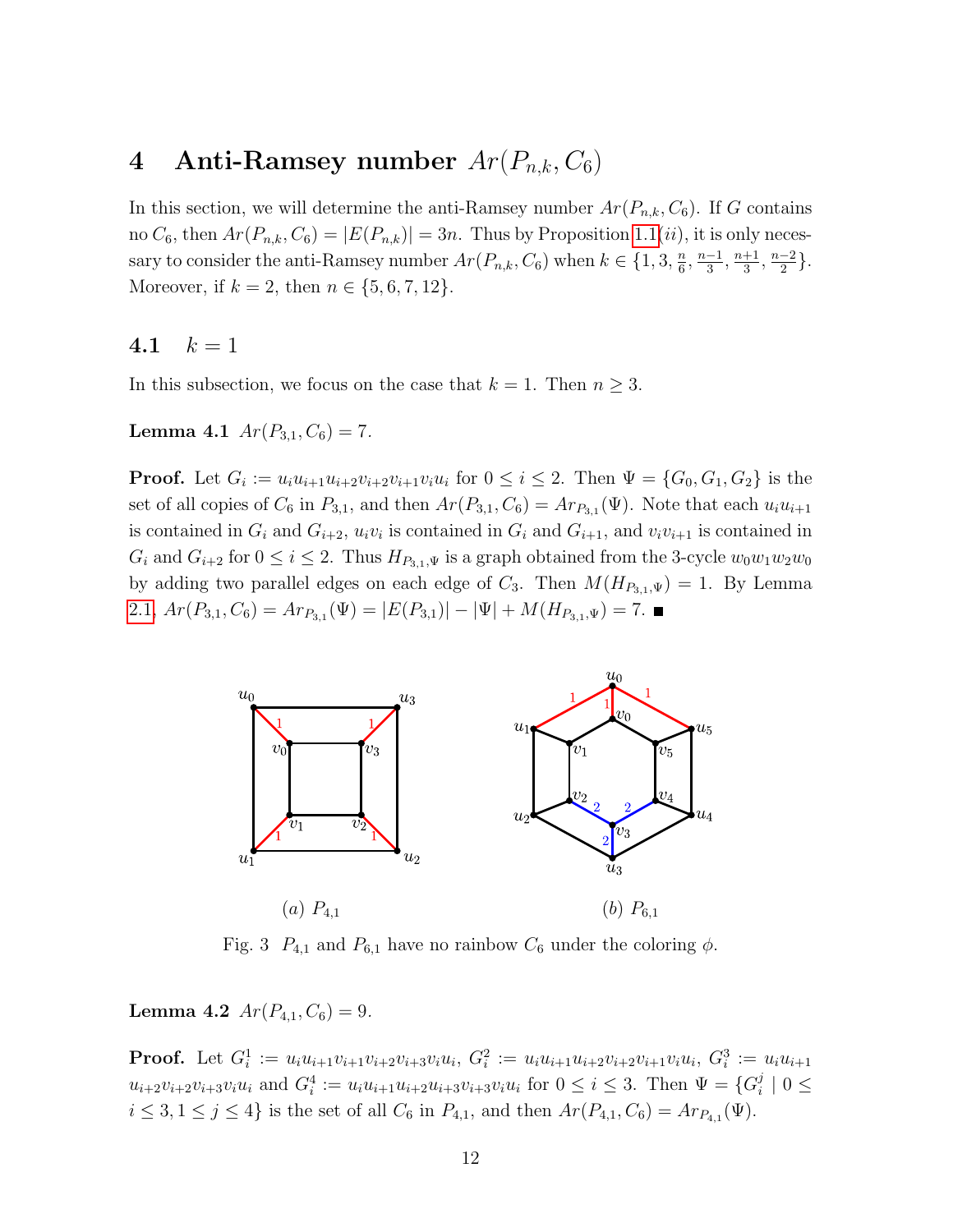## 4 Anti-Ramsey number $Ar(P_{n,k}, C_6)$

In this section, we will determine the anti-Ramsey number $Ar(P_{n,k}, C_6)$. If $G$ contains no $C_6$, then $Ar(P_{n,k}, C_6) = |E(P_{n,k})| = 3n$. Thus by Proposition 1.1(*ii*), it is only necessary to consider the anti-Ramsey number $Ar(P_{n,k}, C_6)$ when $k \in \{1, 3, \frac{n}{6}, \frac{n-1}{3}, \frac{n+1}{3}, \frac{n-2}{2}\}$. Moreover, if $k = 2$, then $n \in \{5, 6, 7, 12\}$.

### 4.1 $k = 1$

In this subsection, we focus on the case that $k = 1$. Then $n \geq 3$.

**Lemma 4.1** $Ar(P_{3,1}, C_6) = 7$.

**Proof.** Let $G_i := u_iu_{i+1}u_{i+2}v_{i+2}v_{i+1}v_iu_i$ for $0 \leq i \leq 2$. Then $\Psi = \{G_0, G_1, G_2\}$ is the set of all copies of $C_6$ in $P_{3,1}$, and then $Ar(P_{3,1}, C_6) = Ar_{P_{3,1}}(\Psi)$. Note that each $u_iu_{i+1}$ is contained in $G_i$ and $G_{i+2}$, $u_iv_i$ is contained in $G_i$ and $G_{i+1}$, and $v_iv_{i+1}$ is contained in $G_i$ and $G_{i+2}$ for $0 \leq i \leq 2$. Thus $H_{P_{3,1},\Psi}$ is a graph obtained from the 3-cycle $w_0w_1w_2w_0$ by adding two parallel edges on each edge of $C_3$. Then $M(H_{P_{3,1},\Psi}) = 1$. By Lemma 2.1, $Ar(P_{3,1}, C_6) = Ar_{P_{3,1}}(\Psi) = |E(P_{3,1})| - |\Psi| + M(H_{P_{3,1},\Psi}) = 7$. ■

(*a*) $P_{4,1}$ (*b*) $P_{6,1}$

Fig. 3 $P_{4,1}$ and $P_{6,1}$ have no rainbow $C_6$ under the coloring $\phi$.

**Lemma 4.2** $Ar(P_{4,1}, C_6) = 9$.

**Proof.** Let $G_i^1 := u_iu_{i+1}v_{i+1}v_{i+2}v_{i+3}v_iu_i$, $G_i^2 := u_iu_{i+1}u_{i+2}v_{i+2}v_{i+1}v_iu_i$, $G_i^3 := u_iu_{i+1}u_{i+2}v_{i+2}v_{i+3}v_iu_i$ and $G_i^4 := u_iu_{i+1}u_{i+2}u_{i+3}v_{i+3}v_iu_i$ for $0 \leq i \leq 3$. Then $\Psi = \{G_i^j \mid 0 \leq i \leq 3, 1 \leq j \leq 4\}$ is the set of all $C_6$ in $P_{4,1}$, and then $Ar(P_{4,1}, C_6) = Ar_{P_{4,1}}(\Psi)$.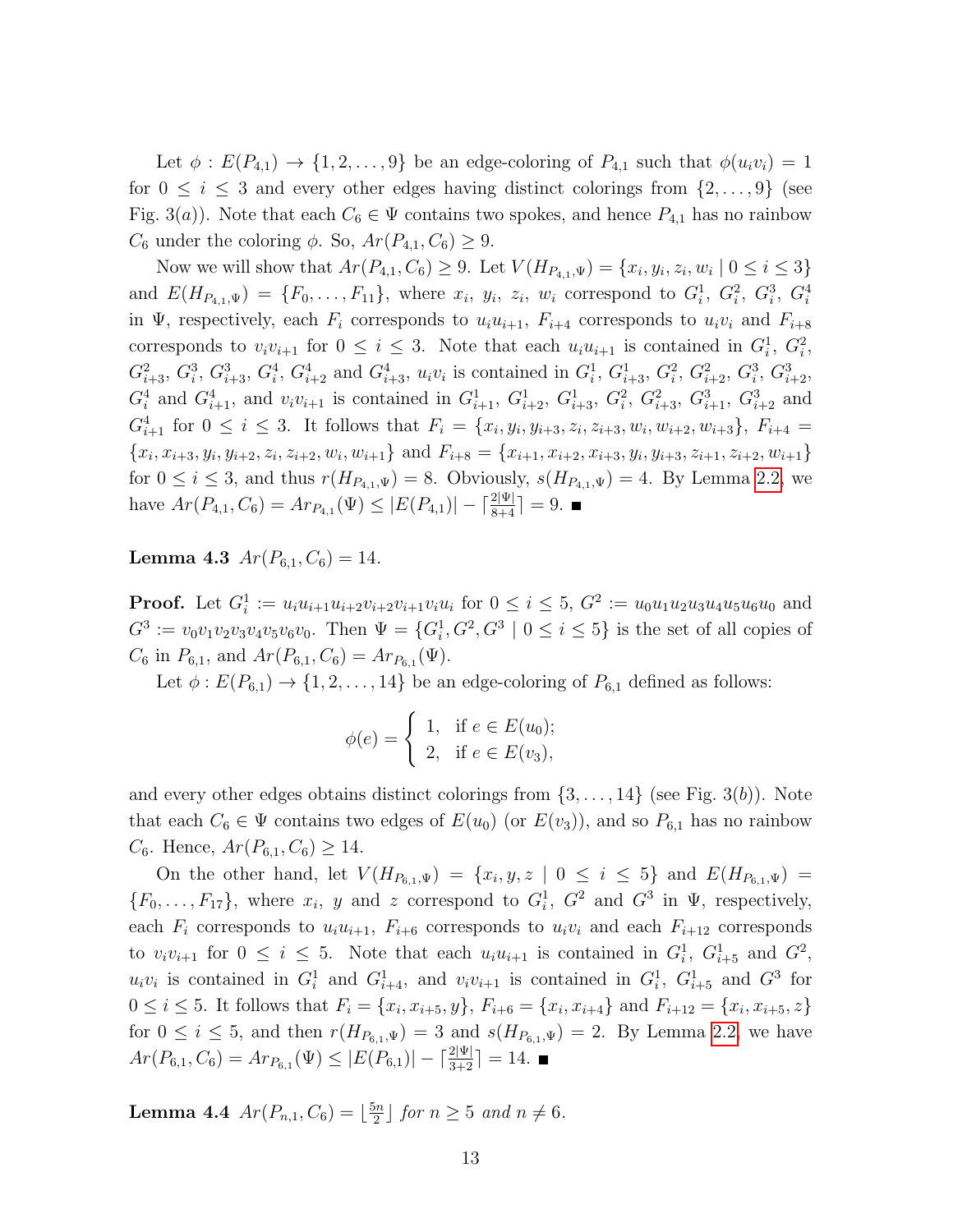Let $\phi : E(P_{4,1}) \to \{1, 2, \ldots, 9\}$ be an edge-coloring of $P_{4,1}$ such that $\phi(u_iv_i) = 1$ for $0 \le i \le 3$ and every other edges having distinct colorings from $\{2, \ldots, 9\}$ (see Fig. 3($a$)). Note that each $C_6 \in \Psi$ contains two spokes, and hence $P_{4,1}$ has no rainbow $C_6$ under the coloring $\phi$. So, $Ar(P_{4,1}, C_6) \ge 9$.

Now we will show that $Ar(P_{4,1}, C_6) \ge 9$. Let $V(H_{P_{4,1},\Psi}) = \{x_i, y_i, z_i, w_i \mid 0 \le i \le 3\}$ and $E(H_{P_{4,1},\Psi}) = \{F_0, \ldots, F_{11}\}$, where $x_i$, $y_i$, $z_i$, $w_i$ correspond to $G_i^1$, $G_i^2$, $G_i^3$, $G_i^4$ in $\Psi$, respectively, each $F_i$ corresponds to $u_iu_{i+1}$, $F_{i+4}$ corresponds to $u_iv_i$ and $F_{i+8}$ corresponds to $v_iv_{i+1}$ for $0 \le i \le 3$. Note that each $u_iu_{i+1}$ is contained in $G_i^1$, $G_i^2$, $G_{i+3}^2$, $G_i^3$, $G_{i+3}^3$, $G_i^4$, $G_{i+2}^4$ and $G_{i+3}^4$, $u_iv_i$ is contained in $G_i^1$, $G_{i+3}^1$, $G_i^2$, $G_{i+2}^2$, $G_i^3$, $G_{i+2}^3$, $G_i^4$ and $G_{i+1}^4$, and $v_iv_{i+1}$ is contained in $G_{i+1}^1$, $G_{i+2}^1$, $G_{i+3}^1$, $G_i^2$, $G_{i+3}^2$, $G_{i+1}^3$, $G_{i+2}^3$ and $G_{i+1}^4$ for $0 \le i \le 3$. It follows that $F_i = \{x_i, y_i, y_{i+3}, z_i, z_{i+3}, w_i, w_{i+2}, w_{i+3}\}$, $F_{i+4} = \{x_i, x_{i+3}, y_i, y_{i+2}, z_i, z_{i+2}, w_i, w_{i+1}\}$ and $F_{i+8} = \{x_{i+1}, x_{i+2}, x_{i+3}, y_i, y_{i+3}, z_{i+1}, z_{i+2}, w_{i+1}\}$ for $0 \le i \le 3$, and thus $r(H_{P_{4,1},\Psi}) = 8$. Obviously, $s(H_{P_{4,1},\Psi}) = 4$. By Lemma 2.2, we have $Ar(P_{4,1}, C_6) = Ar_{P_{4,1}}(\Psi) \le |E(P_{4,1})| - \lceil \frac{2|\Psi|}{8+4} \rceil = 9$. ■

**Lemma 4.3** $Ar(P_{6,1}, C_6) = 14$.

**Proof.** Let $G_i^1 := u_iu_{i+1}u_{i+2}v_{i+2}v_{i+1}v_iu_i$ for $0 \le i \le 5$, $G^2 := u_0u_1u_2u_3u_4u_5u_6u_0$ and $G^3 := v_0v_1v_2v_3v_4v_5v_6v_0$. Then $\Psi = \{G_i^1, G^2, G^3 \mid 0 \le i \le 5\}$ is the set of all copies of $C_6$ in $P_{6,1}$, and $Ar(P_{6,1}, C_6) = Ar_{P_{6,1}}(\Psi)$.

Let $\phi : E(P_{6,1}) \to \{1, 2, \ldots, 14\}$ be an edge-coloring of $P_{6,1}$ defined as follows:

$$\phi(e) = \begin{cases} 1, & \text{if } e \in E(u_0); \\ 2, & \text{if } e \in E(v_3), \end{cases}$$

and every other edges obtains distinct colorings from $\{3, \ldots, 14\}$ (see Fig. 3($b$)). Note that each $C_6 \in \Psi$ contains two edges of $E(u_0)$ (or $E(v_3)$), and so $P_{6,1}$ has no rainbow $C_6$. Hence, $Ar(P_{6,1}, C_6) \ge 14$.

On the other hand, let $V(H_{P_{6,1},\Psi}) = \{x_i, y, z \mid 0 \le i \le 5\}$ and $E(H_{P_{6,1},\Psi}) = \{F_0, \ldots, F_{17}\}$, where $x_i$, $y$ and $z$ correspond to $G_i^1$, $G^2$ and $G^3$ in $\Psi$, respectively, each $F_i$ corresponds to $u_iu_{i+1}$, $F_{i+6}$ corresponds to $u_iv_i$ and each $F_{i+12}$ corresponds to $v_iv_{i+1}$ for $0 \le i \le 5$. Note that each $u_iu_{i+1}$ is contained in $G_i^1$, $G_{i+5}^1$ and $G^2$, $u_iv_i$ is contained in $G_i^1$ and $G_{i+4}^1$, and $v_iv_{i+1}$ is contained in $G_i^1$, $G_{i+5}^1$ and $G^3$ for $0 \le i \le 5$. It follows that $F_i = \{x_i, x_{i+5}, y\}$, $F_{i+6} = \{x_i, x_{i+4}\}$ and $F_{i+12} = \{x_i, x_{i+5}, z\}$ for $0 \le i \le 5$, and then $r(H_{P_{6,1},\Psi}) = 3$ and $s(H_{P_{6,1},\Psi}) = 2$. By Lemma 2.2, we have $Ar(P_{6,1}, C_6) = Ar_{P_{6,1}}(\Psi) \le |E(P_{6,1})| - \lceil \frac{2|\Psi|}{3+2} \rceil = 14$. ■

**Lemma 4.4** $Ar(P_{n,1}, C_6) = \lfloor \frac{5n}{2} \rfloor$ *for* $n \ge 5$ *and* $n \ne 6$.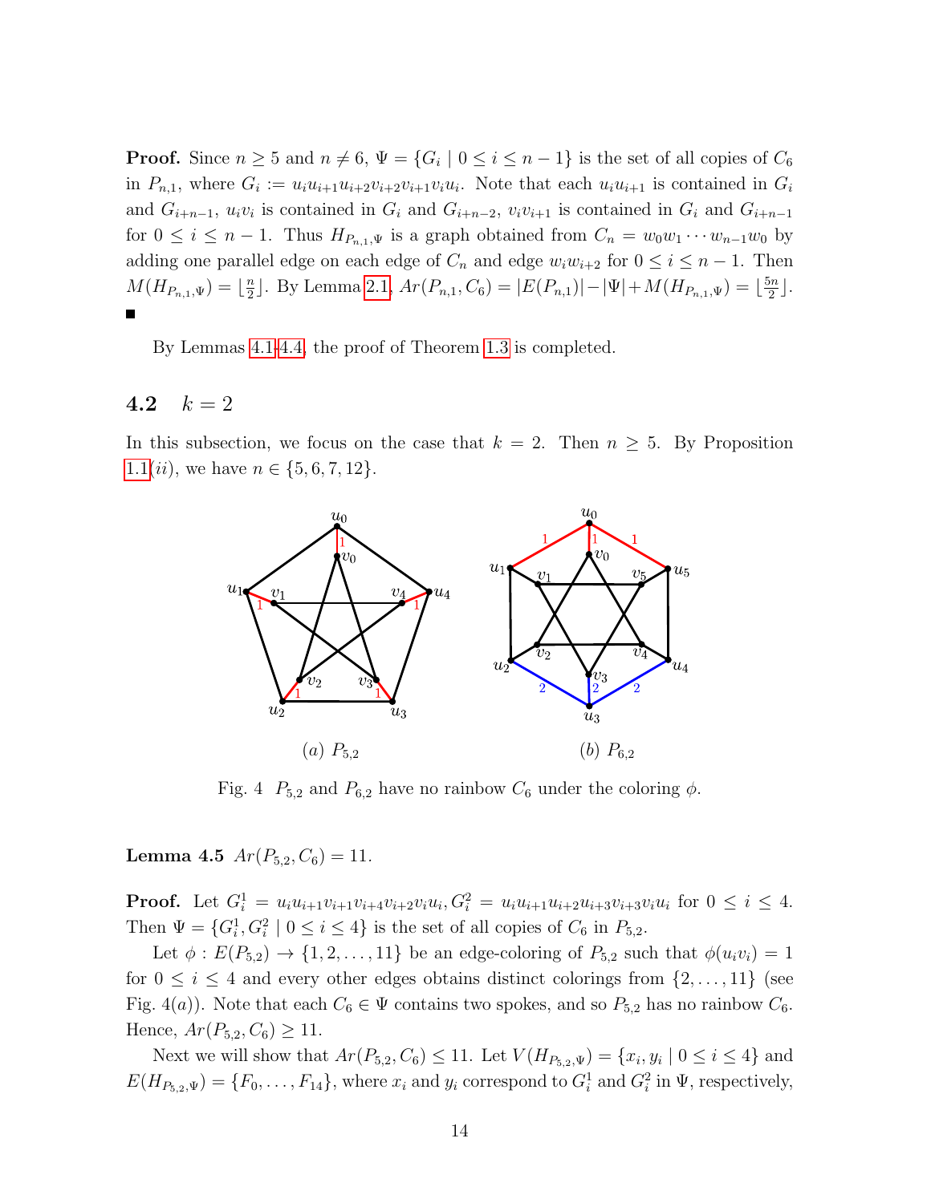**Proof.** Since $n \geq 5$ and $n \neq 6$, $\Psi = \{G_i \mid 0 \leq i \leq n-1\}$ is the set of all copies of $C_6$ in $P_{n,1}$, where $G_i := u_iu_{i+1}u_{i+2}v_{i+2}v_{i+1}v_iu_i$. Note that each $u_iu_{i+1}$ is contained in $G_i$ and $G_{i+n-1}$, $u_iv_i$ is contained in $G_i$ and $G_{i+n-2}$, $v_iv_{i+1}$ is contained in $G_i$ and $G_{i+n-1}$ for $0 \leq i \leq n-1$. Thus $H_{P_{n,1},\Psi}$ is a graph obtained from $C_n = w_0w_1\cdots w_{n-1}w_0$ by adding one parallel edge on each edge of $C_n$ and edge $w_iw_{i+2}$ for $0 \leq i \leq n-1$. Then $M(H_{P_{n,1},\Psi}) = \lfloor \frac{n}{2} \rfloor$. By Lemma 2.1, $Ar(P_{n,1}, C_6) = |E(P_{n,1})| - |\Psi| + M(H_{P_{n,1},\Psi}) = \lfloor \frac{5n}{2} \rfloor$. ■

By Lemmas 4.1-4.4, the proof of Theorem 1.3 is completed.

### 4.2 $k = 2$

In this subsection, we focus on the case that $k = 2$. Then $n \geq 5$. By Proposition 1.1$(ii)$, we have $n \in \{5, 6, 7, 12\}$.

(a) $P_{5,2}$ (b) $P_{6,2}$

Fig. 4 $P_{5,2}$ and $P_{6,2}$ have no rainbow $C_6$ under the coloring $\phi$.

**Lemma 4.5** $Ar(P_{5,2}, C_6) = 11$.

**Proof.** Let $G_i^1 = u_iu_{i+1}v_{i+1}v_{i+4}v_{i+2}v_iu_i$, $G_i^2 = u_iu_{i+1}u_{i+2}u_{i+3}v_{i+3}v_iu_i$ for $0 \leq i \leq 4$. Then $\Psi = \{G_i^1, G_i^2 \mid 0 \leq i \leq 4\}$ is the set of all copies of $C_6$ in $P_{5,2}$.

Let $\phi : E(P_{5,2}) \to \{1, 2, \ldots, 11\}$ be an edge-coloring of $P_{5,2}$ such that $\phi(u_iv_i) = 1$ for $0 \leq i \leq 4$ and every other edges obtains distinct colorings from $\{2, \ldots, 11\}$ (see Fig. 4$(a)$). Note that each $C_6 \in \Psi$ contains two spokes, and so $P_{5,2}$ has no rainbow $C_6$. Hence, $Ar(P_{5,2}, C_6) \geq 11$.

Next we will show that $Ar(P_{5,2}, C_6) \leq 11$. Let $V(H_{P_{5,2},\Psi}) = \{x_i, y_i \mid 0 \leq i \leq 4\}$ and $E(H_{P_{5,2},\Psi}) = \{F_0, \ldots, F_{14}\}$, where $x_i$ and $y_i$ correspond to $G_i^1$ and $G_i^2$ in $\Psi$, respectively,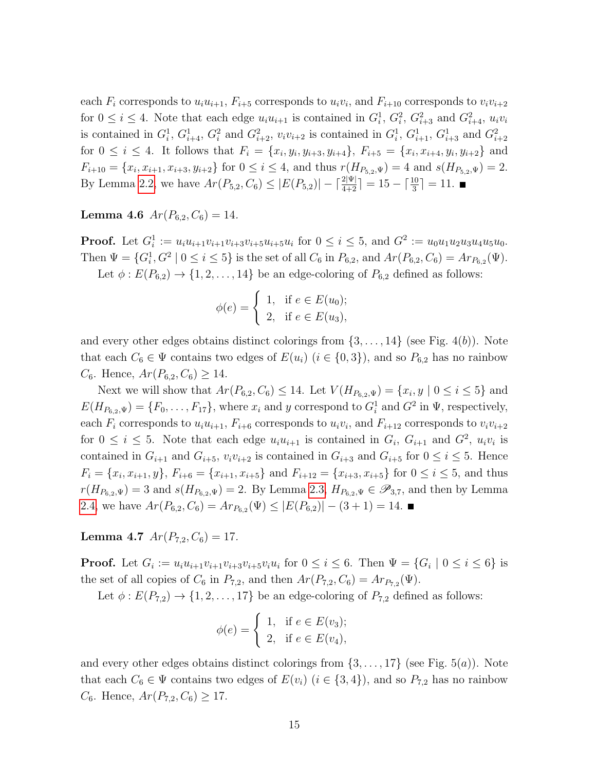each $F_i$ corresponds to $u_iu_{i+1}$, $F_{i+5}$ corresponds to $u_iv_i$, and $F_{i+10}$ corresponds to $v_iv_{i+2}$ for $0 \le i \le 4$. Note that each edge $u_iu_{i+1}$ is contained in $G_i^1$, $G_i^2$, $G_{i+3}^2$ and $G_{i+4}^2$, $u_iv_i$ is contained in $G_i^1$, $G_{i+4}^1$, $G_i^2$ and $G_{i+2}^2$, $v_iv_{i+2}$ is contained in $G_i^1$, $G_{i+1}^1$, $G_{i+3}^1$ and $G_{i+2}^2$ for $0 \le i \le 4$. It follows that $F_i = \{x_i, y_i, y_{i+3}, y_{i+4}\}$, $F_{i+5} = \{x_i, x_{i+4}, y_i, y_{i+2}\}$ and $F_{i+10} = \{x_i, x_{i+1}, x_{i+3}, y_{i+2}\}$ for $0 \le i \le 4$, and thus $r(H_{P_{5,2},\Psi}) = 4$ and $s(H_{P_{5,2},\Psi}) = 2$. By Lemma 2.2, we have $Ar(P_{5,2}, C_6) \le |E(P_{5,2})| - \lceil \frac{2|\Psi|}{4+2} \rceil = 15 - \lceil \frac{10}{3} \rceil = 11$. ■

**Lemma 4.6** $Ar(P_{6,2}, C_6) = 14$.

**Proof.** Let $G_i^1 := u_iu_{i+1}v_{i+1}v_{i+3}v_{i+5}u_{i+5}u_i$ for $0 \le i \le 5$, and $G^2 := u_0u_1u_2u_3u_4u_5u_0$. Then $\Psi = \{G_i^1, G^2 \mid 0 \le i \le 5\}$ is the set of all $C_6$ in $P_{6,2}$, and $Ar(P_{6,2}, C_6) = Ar_{P_{6,2}}(\Psi)$.

Let $\phi : E(P_{6,2}) \to \{1, 2, \ldots, 14\}$ be an edge-coloring of $P_{6,2}$ defined as follows:

$$\phi(e) = \begin{cases} 1, & \text{if } e \in E(u_0); \\ 2, & \text{if } e \in E(u_3), \end{cases}$$

and every other edges obtains distinct colorings from $\{3, \ldots, 14\}$ (see Fig. 4(*b*)). Note that each $C_6 \in \Psi$ contains two edges of $E(u_i)$ ($i \in \{0, 3\}$), and so $P_{6,2}$ has no rainbow $C_6$. Hence, $Ar(P_{6,2}, C_6) \ge 14$.

Next we will show that $Ar(P_{6,2}, C_6) \le 14$. Let $V(H_{P_{6,2},\Psi}) = \{x_i, y \mid 0 \le i \le 5\}$ and $E(H_{P_{6,2},\Psi}) = \{F_0, \ldots, F_{17}\}$, where $x_i$ and $y$ correspond to $G_i^1$ and $G^2$ in $\Psi$, respectively, each $F_i$ corresponds to $u_iu_{i+1}$, $F_{i+6}$ corresponds to $u_iv_i$, and $F_{i+12}$ corresponds to $v_iv_{i+2}$ for $0 \le i \le 5$. Note that each edge $u_iu_{i+1}$ is contained in $G_i$, $G_{i+1}$ and $G^2$, $u_iv_i$ is contained in $G_{i+1}$ and $G_{i+5}$, $v_iv_{i+2}$ is contained in $G_{i+3}$ and $G_{i+5}$ for $0 \le i \le 5$. Hence $F_i = \{x_i, x_{i+1}, y\}$, $F_{i+6} = \{x_{i+1}, x_{i+5}\}$ and $F_{i+12} = \{x_{i+3}, x_{i+5}\}$ for $0 \le i \le 5$, and thus $r(H_{P_{6,2},\Psi}) = 3$ and $s(H_{P_{6,2},\Psi}) = 2$. By Lemma 2.3, $H_{P_{6,2},\Psi} \in \mathscr{P}_{3,7}$, and then by Lemma 2.4, we have $Ar(P_{6,2}, C_6) = Ar_{P_{6,2}}(\Psi) \le |E(P_{6,2})| - (3 + 1) = 14$. ■

**Lemma 4.7** $Ar(P_{7,2}, C_6) = 17$.

**Proof.** Let $G_i := u_iu_{i+1}v_{i+1}v_{i+3}v_{i+5}v_iu_i$ for $0 \le i \le 6$. Then $\Psi = \{G_i \mid 0 \le i \le 6\}$ is the set of all copies of $C_6$ in $P_{7,2}$, and then $Ar(P_{7,2}, C_6) = Ar_{P_{7,2}}(\Psi)$.

Let $\phi : E(P_{7,2}) \to \{1, 2, \ldots, 17\}$ be an edge-coloring of $P_{7,2}$ defined as follows:

$$\phi(e) = \begin{cases} 1, & \text{if } e \in E(v_3); \\ 2, & \text{if } e \in E(v_4), \end{cases}$$

and every other edges obtains distinct colorings from $\{3, \ldots, 17\}$ (see Fig. 5(*a*)). Note that each $C_6 \in \Psi$ contains two edges of $E(v_i)$ ($i \in \{3, 4\}$), and so $P_{7,2}$ has no rainbow $C_6$. Hence, $Ar(P_{7,2}, C_6) \ge 17$.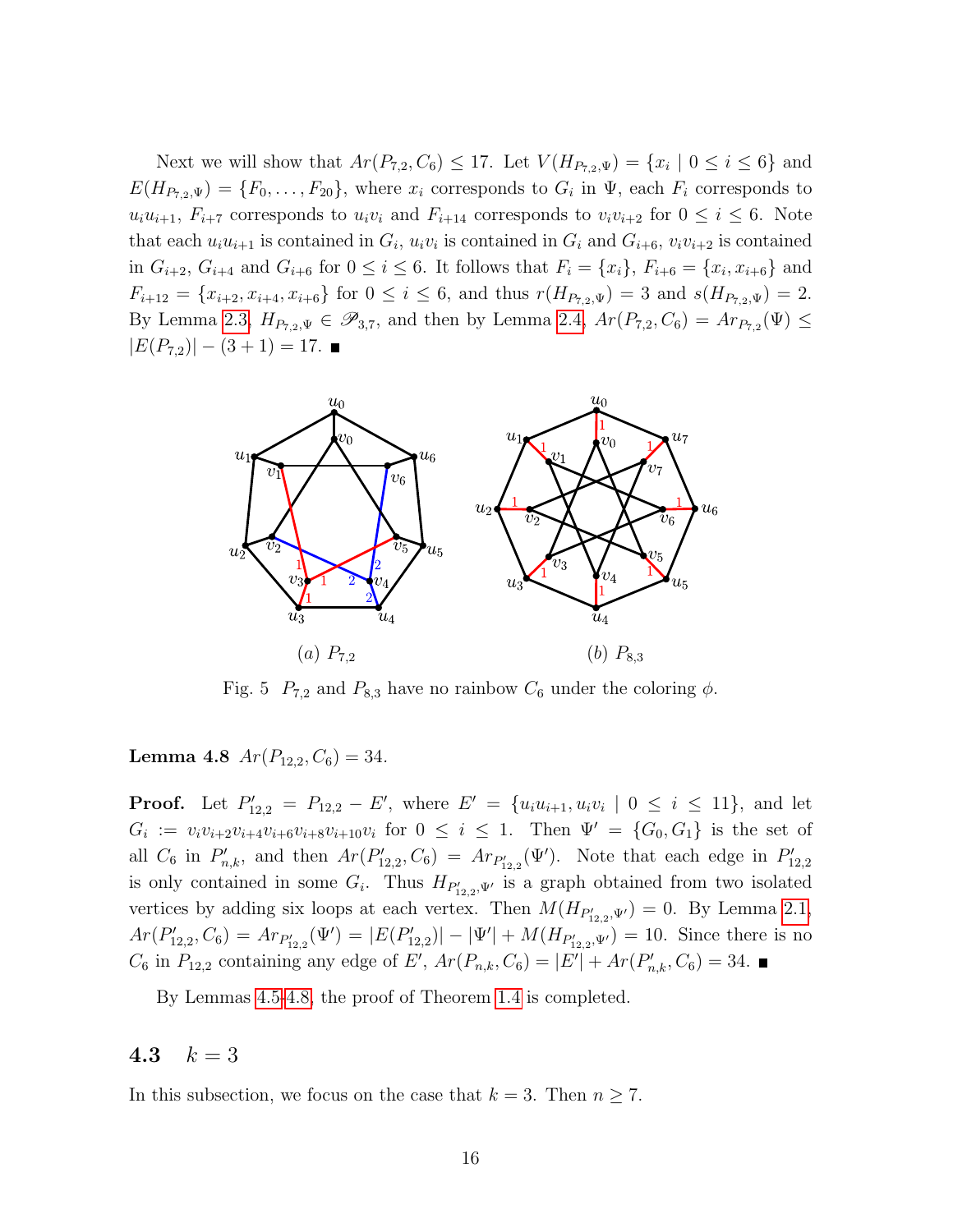Next we will show that $Ar(P_{7,2}, C_6) \leq 17$. Let $V(H_{P_{7,2},\Psi}) = \{x_i \mid 0 \leq i \leq 6\}$ and $E(H_{P_{7,2},\Psi}) = \{F_0, \ldots, F_{20}\}$, where $x_i$ corresponds to $G_i$ in $\Psi$, each $F_i$ corresponds to $u_iu_{i+1}$, $F_{i+7}$ corresponds to $u_iv_i$ and $F_{i+14}$ corresponds to $v_iv_{i+2}$ for $0 \leq i \leq 6$. Note that each $u_iu_{i+1}$ is contained in $G_i$, $u_iv_i$ is contained in $G_i$ and $G_{i+6}$, $v_iv_{i+2}$ is contained in $G_{i+2}$, $G_{i+4}$ and $G_{i+6}$ for $0 \leq i \leq 6$. It follows that $F_i = \{x_i\}$, $F_{i+6} = \{x_i, x_{i+6}\}$ and $F_{i+12} = \{x_{i+2}, x_{i+4}, x_{i+6}\}$ for $0 \leq i \leq 6$, and thus $r(H_{P_{7,2},\Psi}) = 3$ and $s(H_{P_{7,2},\Psi}) = 2$. By Lemma 2.3, $H_{P_{7,2},\Psi} \in \mathscr{P}_{3,7}$, and then by Lemma 2.4, $Ar(P_{7,2}, C_6) = Ar_{P_{7,2}}(\Psi) \leq |E(P_{7,2})| - (3+1) = 17$. ∎

Fig. 5 $P_{7,2}$ and $P_{8,3}$ have no rainbow $C_6$ under the coloring $\phi$.

**Lemma 4.8** $Ar(P_{12,2}, C_6) = 34$.

**Proof.** Let $P'_{12,2} = P_{12,2} - E'$, where $E' = \{u_iu_{i+1}, u_iv_i \mid 0 \leq i \leq 11\}$, and let $G_i := v_iv_{i+2}v_{i+4}v_{i+6}v_{i+8}v_{i+10}v_i$ for $0 \leq i \leq 1$. Then $\Psi' = \{G_0, G_1\}$ is the set of all $C_6$ in $P'_{n,k}$, and then $Ar(P'_{12,2}, C_6) = Ar_{P'_{12,2}}(\Psi')$. Note that each edge in $P'_{12,2}$ is only contained in some $G_i$. Thus $H_{P'_{12,2},\Psi'}$ is a graph obtained from two isolated vertices by adding six loops at each vertex. Then $M(H_{P'_{12,2},\Psi'}) = 0$. By Lemma 2.1, $Ar(P'_{12,2}, C_6) = Ar_{P'_{12,2}}(\Psi') = |E(P'_{12,2})| - |\Psi'| + M(H_{P'_{12,2},\Psi'}) = 10$. Since there is no $C_6$ in $P_{12,2}$ containing any edge of $E'$, $Ar(P_{n,k}, C_6) = |E'| + Ar(P'_{n,k}, C_6) = 34$. ∎

By Lemmas 4.5-4.8, the proof of Theorem 1.4 is completed.

### 4.3 $k = 3$

In this subsection, we focus on the case that $k = 3$. Then $n \geq 7$.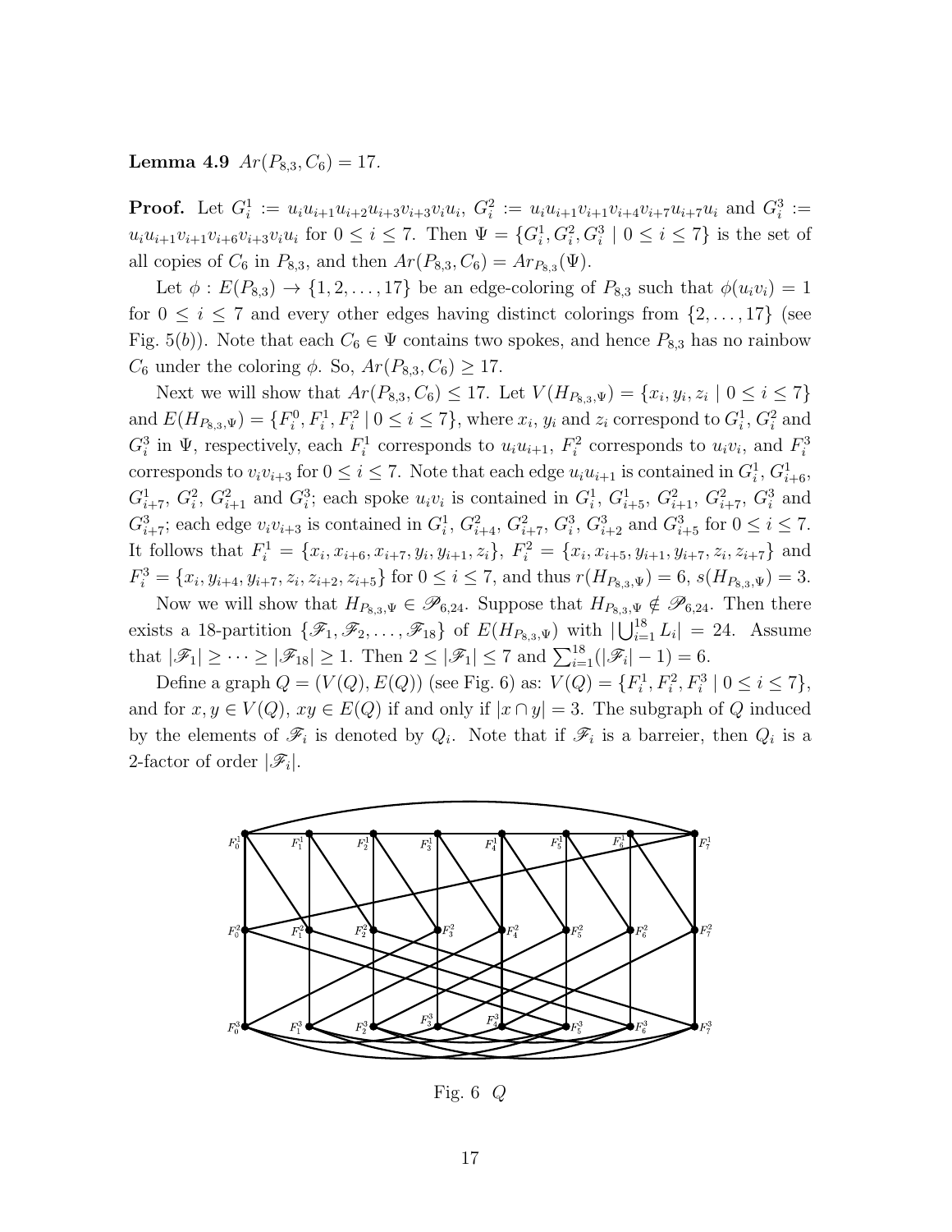**Lemma 4.9** $Ar(P_{8,3}, C_6) = 17$.

**Proof.** Let $G_i^1 := u_iu_{i+1}u_{i+2}u_{i+3}v_{i+3}v_iu_i$, $G_i^2 := u_iu_{i+1}v_{i+1}v_{i+4}v_{i+7}u_{i+7}u_i$ and $G_i^3 := u_iu_{i+1}v_{i+1}v_{i+6}v_{i+3}v_iu_i$ for $0 \le i \le 7$. Then $\Psi = \{G_i^1, G_i^2, G_i^3 \mid 0 \le i \le 7\}$ is the set of all copies of $C_6$ in $P_{8,3}$, and then $Ar(P_{8,3}, C_6) = Ar_{P_{8,3}}(\Psi)$.

Let $\phi : E(P_{8,3}) \to \{1, 2, \ldots, 17\}$ be an edge-coloring of $P_{8,3}$ such that $\phi(u_iv_i) = 1$ for $0 \le i \le 7$ and every other edges having distinct colorings from $\{2, \ldots, 17\}$ (see Fig. 5(*b*)). Note that each $C_6 \in \Psi$ contains two spokes, and hence $P_{8,3}$ has no rainbow $C_6$ under the coloring $\phi$. So, $Ar(P_{8,3}, C_6) \ge 17$.

Next we will show that $Ar(P_{8,3}, C_6) \le 17$. Let $V(H_{P_{8,3},\Psi}) = \{x_i, y_i, z_i \mid 0 \le i \le 7\}$ and $E(H_{P_{8,3},\Psi}) = \{F_i^0, F_i^1, F_i^2 \mid 0 \le i \le 7\}$, where $x_i$, $y_i$ and $z_i$ correspond to $G_i^1$, $G_i^2$ and $G_i^3$ in $\Psi$, respectively, each $F_i^1$ corresponds to $u_iu_{i+1}$, $F_i^2$ corresponds to $u_iv_i$, and $F_i^3$ corresponds to $v_iv_{i+3}$ for $0 \le i \le 7$. Note that each edge $u_iu_{i+1}$ is contained in $G_i^1$, $G_{i+6}^1$, $G_{i+7}^1$, $G_i^2$, $G_{i+1}^2$ and $G_i^3$; each spoke $u_iv_i$ is contained in $G_i^1$, $G_{i+5}^1$, $G_{i+1}^2$, $G_{i+7}^2$, $G_i^3$ and $G_{i+7}^3$; each edge $v_iv_{i+3}$ is contained in $G_i^1$, $G_{i+4}^2$, $G_{i+7}^2$, $G_i^3$, $G_{i+2}^3$ and $G_{i+5}^3$ for $0 \le i \le 7$. It follows that $F_i^1 = \{x_i, x_{i+6}, x_{i+7}, y_i, y_{i+1}, z_i\}$, $F_i^2 = \{x_i, x_{i+5}, y_{i+1}, y_{i+7}, z_i, z_{i+7}\}$ and $F_i^3 = \{x_i, y_{i+4}, y_{i+7}, z_i, z_{i+2}, z_{i+5}\}$ for $0 \le i \le 7$, and thus $r(H_{P_{8,3},\Psi}) = 6$, $s(H_{P_{8,3},\Psi}) = 3$.

Now we will show that $H_{P_{8,3},\Psi} \in \mathscr{P}_{6,24}$. Suppose that $H_{P_{8,3},\Psi} \notin \mathscr{P}_{6,24}$. Then there exists a 18-partition $\{\mathscr{F}_1, \mathscr{F}_2, \ldots, \mathscr{F}_{18}\}$ of $E(H_{P_{8,3},\Psi})$ with $|\bigcup_{i=1}^{18} L_i| = 24$. Assume that $|\mathscr{F}_1| \ge \cdots \ge |\mathscr{F}_{18}| \ge 1$. Then $2 \le |\mathscr{F}_1| \le 7$ and $\sum_{i=1}^{18}(|\mathscr{F}_i| - 1) = 6$.

Define a graph $Q = (V(Q), E(Q))$ (see Fig. 6) as: $V(Q) = \{F_i^1, F_i^2, F_i^3 \mid 0 \le i \le 7\}$, and for $x, y \in V(Q)$, $xy \in E(Q)$ if and only if $|x \cap y| = 3$. The subgraph of $Q$ induced by the elements of $\mathscr{F}_i$ is denoted by $Q_i$. Note that if $\mathscr{F}_i$ is a barreier, then $Q_i$ is a 2-factor of order $|\mathscr{F}_i|$.

Fig. 6 $Q$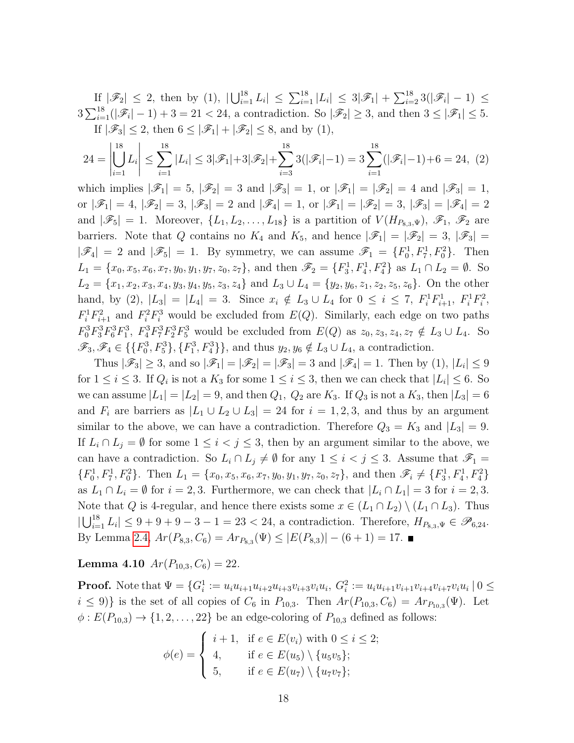If $|\mathscr{F}_2| \le 2$, then by (1), $|\bigcup_{i=1}^{18} L_i| \le \sum_{i=1}^{18} |L_i| \le 3|\mathscr{F}_1| + \sum_{i=2}^{18} 3(|\mathscr{F}_i|-1) \le 3\sum_{i=1}^{18}(|\mathscr{F}_i|-1)+3 = 21 < 24$, a contradiction. So $|\mathscr{F}_2| \ge 3$, and then $3 \le |\mathscr{F}_1| \le 5$.

If $|\mathscr{F}_3| \le 2$, then $6 \le |\mathscr{F}_1| + |\mathscr{F}_2| \le 8$, and by (1),

$$24 = \left|\bigcup_{i=1}^{18} L_i\right| \le \sum_{i=1}^{18} |L_i| \le 3|\mathscr{F}_1| + 3|\mathscr{F}_2| + \sum_{i=3}^{18} 3(|\mathscr{F}_i|-1) = 3\sum_{i=1}^{18}(|\mathscr{F}_i|-1)+6 = 24, \quad (2)$$

which implies $|\mathscr{F}_1| = 5$, $|\mathscr{F}_2| = 3$ and $|\mathscr{F}_3| = 1$, or $|\mathscr{F}_1| = |\mathscr{F}_2| = 4$ and $|\mathscr{F}_3| = 1$, or $|\mathscr{F}_1| = 4$, $|\mathscr{F}_2| = 3$, $|\mathscr{F}_3| = 2$ and $|\mathscr{F}_4| = 1$, or $|\mathscr{F}_1| = |\mathscr{F}_2| = 3$, $|\mathscr{F}_3| = |\mathscr{F}_4| = 2$ and $|\mathscr{F}_5| = 1$. Moreover, $\{L_1, L_2, \ldots, L_{18}\}$ is a partition of $V(H_{P_{8,3},\Psi})$, $\mathscr{F}_1$, $\mathscr{F}_2$ are barriers. Note that $Q$ contains no $K_4$ and $K_5$, and hence $|\mathscr{F}_1| = |\mathscr{F}_2| = 3$, $|\mathscr{F}_3| = |\mathscr{F}_4| = 2$ and $|\mathscr{F}_5| = 1$. By symmetry, we can assume $\mathscr{F}_1 = \{F_0^1, F_7^1, F_0^2\}$. Then $L_1 = \{x_0, x_5, x_6, x_7, y_0, y_1, y_7, z_0, z_7\}$, and then $\mathscr{F}_2 = \{F_3^1, F_4^1, F_4^2\}$ as $L_1 \cap L_2 = \emptyset$. So $L_2 = \{x_1, x_2, x_3, x_4, y_3, y_4, y_5, z_3, z_4\}$ and $L_3 \cup L_4 = \{y_2, y_6, z_1, z_2, z_5, z_6\}$. On the other hand, by (2), $|L_3| = |L_4| = 3$. Since $x_i \notin L_3 \cup L_4$ for $0 \le i \le 7$, $F_i^1 F_{i+1}^1$, $F_i^1 F_i^2$, $F_i^1 F_{i+1}^2$ and $F_i^2 F_i^3$ would be excluded from $E(Q)$. Similarly, each edge on two paths $F_0^3 F_3^3 F_6^3 F_1^3$, $F_4^3 F_7^3 F_2^3 F_5^3$ would be excluded from $E(Q)$ as $z_0, z_3, z_4, z_7 \notin L_3 \cup L_4$. So $\mathscr{F}_3, \mathscr{F}_4 \in \{\{F_0^3, F_5^3\}, \{F_1^3, F_4^3\}\}$, and thus $y_2, y_6 \notin L_3 \cup L_4$, a contradiction.

Thus $|\mathscr{F}_3| \ge 3$, and so $|\mathscr{F}_1| = |\mathscr{F}_2| = |\mathscr{F}_3| = 3$ and $|\mathscr{F}_4| = 1$. Then by (1), $|L_i| \le 9$ for $1 \le i \le 3$. If $Q_i$ is not a $K_3$ for some $1 \le i \le 3$, then we can check that $|L_i| \le 6$. So we can assume $|L_1| = |L_2| = 9$, and then $Q_1$, $Q_2$ are $K_3$. If $Q_3$ is not a $K_3$, then $|L_3| = 6$ and $F_i$ are barriers as $|L_1 \cup L_2 \cup L_3| = 24$ for $i = 1, 2, 3$, and thus by an argument similar to the above, we can have a contradiction. Therefore $Q_3 = K_3$ and $|L_3| = 9$. If $L_i \cap L_j = \emptyset$ for some $1 \le i < j \le 3$, then by an argument similar to the above, we can have a contradiction. So $L_i \cap L_j \ne \emptyset$ for any $1 \le i < j \le 3$. Assume that $\mathscr{F}_1 = \{F_0^1, F_7^1, F_0^2\}$. Then $L_1 = \{x_0, x_5, x_6, x_7, y_0, y_1, y_7, z_0, z_7\}$, and then $\mathscr{F}_i \ne \{F_3^1, F_4^1, F_4^2\}$ as $L_1 \cap L_i = \emptyset$ for $i = 2, 3$. Furthermore, we can check that $|L_i \cap L_1| = 3$ for $i = 2, 3$. Note that $Q$ is 4-regular, and hence there exists some $x \in (L_1 \cap L_2) \setminus (L_1 \cap L_3)$. Thus $|\bigcup_{i=1}^{18} L_i| \le 9 + 9 + 9 - 3 - 1 = 23 < 24$, a contradiction. Therefore, $H_{P_{8,3},\Psi} \in \mathscr{P}_{6,24}$. By Lemma 2.4, $Ar(P_{8,3}, C_6) = Ar_{P_{8,3}}(\Psi) \le |E(P_{8,3})| - (6+1) = 17$. ■

**Lemma 4.10** $Ar(P_{10,3}, C_6) = 22$.

**Proof.** Note that $\Psi = \{G_i^1 := u_i u_{i+1} u_{i+2} u_{i+3} v_{i+3} v_i u_i,\ G_i^2 := u_i u_{i+1} v_{i+1} v_{i+4} v_{i+7} v_i u_i \mid 0 \le i \le 9)\}$ is the set of all copies of $C_6$ in $P_{10,3}$. Then $Ar(P_{10,3}, C_6) = Ar_{P_{10,3}}(\Psi)$. Let $\phi : E(P_{10,3}) \to \{1, 2, \ldots, 22\}$ be an edge-coloring of $P_{10,3}$ defined as follows:

$$\phi(e) = \begin{cases} i+1, & \text{if } e \in E(v_i) \text{ with } 0 \le i \le 2; \\ 4, & \text{if } e \in E(u_5) \setminus \{u_5 v_5\}; \\ 5, & \text{if } e \in E(u_7) \setminus \{u_7 v_7\}; \end{cases}$$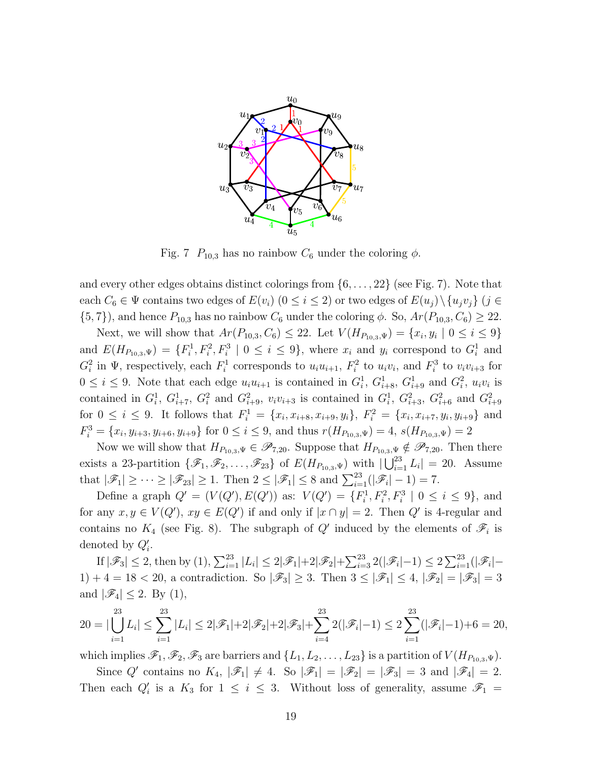Fig. 7 $P_{10,3}$ has no rainbow $C_6$ under the coloring $\phi$.

and every other edges obtains distinct colorings from $\{6, \ldots, 22\}$ (see Fig. 7). Note that each $C_6 \in \Psi$ contains two edges of $E(v_i)$ $(0 \leq i \leq 2)$ or two edges of $E(u_j)\setminus\{u_jv_j\}$ $(j \in \{5, 7\})$, and hence $P_{10,3}$ has no rainbow $C_6$ under the coloring $\phi$. So, $Ar(P_{10,3}, C_6) \geq 22$.

Next, we will show that $Ar(P_{10,3}, C_6) \leq 22$. Let $V(H_{P_{10,3},\Psi}) = \{x_i, y_i \mid 0 \leq i \leq 9\}$ and $E(H_{P_{10,3},\Psi}) = \{F_i^1, F_i^2, F_i^3 \mid 0 \leq i \leq 9\}$, where $x_i$ and $y_i$ correspond to $G_i^1$ and $G_i^2$ in $\Psi$, respectively, each $F_i^1$ corresponds to $u_iu_{i+1}$, $F_i^2$ to $u_iv_i$, and $F_i^3$ to $v_iv_{i+3}$ for $0 \leq i \leq 9$. Note that each edge $u_iu_{i+1}$ is contained in $G_i^1$, $G_{i+8}^1$, $G_{i+9}^1$ and $G_i^2$, $u_iv_i$ is contained in $G_i^1$, $G_{i+7}^1$, $G_i^2$ and $G_{i+9}^2$, $v_iv_{i+3}$ is contained in $G_i^1$, $G_{i+3}^2$, $G_{i+6}^2$ and $G_{i+9}^2$ for $0 \leq i \leq 9$. It follows that $F_i^1 = \{x_i, x_{i+8}, x_{i+9}, y_i\}$, $F_i^2 = \{x_i, x_{i+7}, y_i, y_{i+9}\}$ and $F_i^3 = \{x_i, y_{i+3}, y_{i+6}, y_{i+9}\}$ for $0 \leq i \leq 9$, and thus $r(H_{P_{10,3},\Psi}) = 4$, $s(H_{P_{10,3},\Psi}) = 2$

Now we will show that $H_{P_{10,3},\Psi} \in \mathscr{P}_{7,20}$. Suppose that $H_{P_{10,3},\Psi} \notin \mathscr{P}_{7,20}$. Then there exists a 23-partition $\{\mathscr{F}_1, \mathscr{F}_2, \ldots, \mathscr{F}_{23}\}$ of $E(H_{P_{10,3},\Psi})$ with $|\bigcup_{i=1}^{23} L_i| = 20$. Assume that $|\mathscr{F}_1| \geq \cdots \geq |\mathscr{F}_{23}| \geq 1$. Then $2 \leq |\mathscr{F}_1| \leq 8$ and $\sum_{i=1}^{23}(|\mathscr{F}_i| - 1) = 7$.

Define a graph $Q' = (V(Q'), E(Q'))$ as: $V(Q') = \{F_i^1, F_i^2, F_i^3 \mid 0 \leq i \leq 9\}$, and for any $x, y \in V(Q')$, $xy \in E(Q')$ if and only if $|x \cap y| = 2$. Then $Q'$ is 4-regular and contains no $K_4$ (see Fig. 8). The subgraph of $Q'$ induced by the elements of $\mathscr{F}_i$ is denoted by $Q'_i$.

If $|\mathscr{F}_3| \leq 2$, then by (1), $\sum_{i=1}^{23} |L_i| \leq 2|\mathscr{F}_1| + 2|\mathscr{F}_2| + \sum_{i=3}^{23} 2(|\mathscr{F}_i| - 1) \leq 2\sum_{i=1}^{23}(|\mathscr{F}_i| - 1) + 4 = 18 < 20$, a contradiction. So $|\mathscr{F}_3| \geq 3$. Then $3 \leq |\mathscr{F}_1| \leq 4$, $|\mathscr{F}_2| = |\mathscr{F}_3| = 3$ and $|\mathscr{F}_4| \leq 2$. By (1),

$$20 = |\bigcup_{i=1}^{23} L_i| \leq \sum_{i=1}^{23} |L_i| \leq 2|\mathscr{F}_1| + 2|\mathscr{F}_2| + 2|\mathscr{F}_3| + \sum_{i=4}^{23} 2(|\mathscr{F}_i| - 1) \leq 2\sum_{i=1}^{23}(|\mathscr{F}_i| - 1) + 6 = 20,$$

which implies $\mathscr{F}_1, \mathscr{F}_2, \mathscr{F}_3$ are barriers and $\{L_1, L_2, \ldots, L_{23}\}$ is a partition of $V(H_{P_{10,3},\Psi})$.

Since $Q'$ contains no $K_4$, $|\mathscr{F}_1| \neq 4$. So $|\mathscr{F}_1| = |\mathscr{F}_2| = |\mathscr{F}_3| = 3$ and $|\mathscr{F}_4| = 2$. Then each $Q'_i$ is a $K_3$ for $1 \leq i \leq 3$. Without loss of generality, assume $\mathscr{F}_1 =$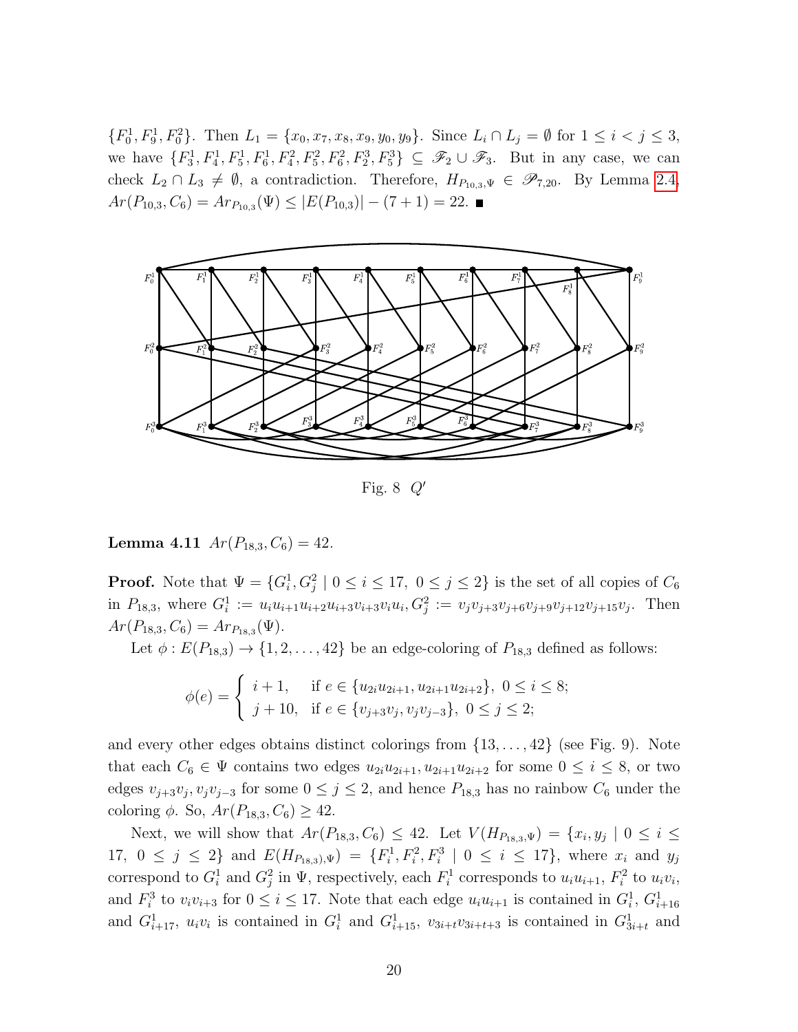$\{F_0^1, F_9^1, F_0^2\}$. Then $L_1 = \{x_0, x_7, x_8, x_9, y_0, y_9\}$. Since $L_i \cap L_j = \emptyset$ for $1 \le i < j \le 3$, we have $\{F_3^1, F_4^1, F_5^1, F_6^1, F_4^2, F_5^2, F_6^2, F_2^3, F_5^3\} \subseteq \mathscr{F}_2 \cup \mathscr{F}_3$. But in any case, we can check $L_2 \cap L_3 \neq \emptyset$, a contradiction. Therefore, $H_{P_{10,3},\Psi} \in \mathscr{P}_{7,20}$. By Lemma 2.4, $Ar(P_{10,3}, C_6) = Ar_{P_{10,3}}(\Psi) \le |E(P_{10,3})| - (7+1) = 22$. ■

Fig. 8 $Q'$

**Lemma 4.11** $Ar(P_{18,3}, C_6) = 42$.

**Proof.** Note that $\Psi = \{G_i^1, G_j^2 \mid 0 \le i \le 17,\ 0 \le j \le 2\}$ is the set of all copies of $C_6$ in $P_{18,3}$, where $G_i^1 := u_i u_{i+1} u_{i+2} u_{i+3} v_{i+3} v_i u_i$, $G_j^2 := v_j v_{j+3} v_{j+6} v_{j+9} v_{j+12} v_{j+15} v_j$. Then $Ar(P_{18,3}, C_6) = Ar_{P_{18,3}}(\Psi)$.

Let $\phi : E(P_{18,3}) \to \{1, 2, \ldots, 42\}$ be an edge-coloring of $P_{18,3}$ defined as follows:

$$\phi(e) = \begin{cases} i+1, & \text{if } e \in \{u_{2i}u_{2i+1}, u_{2i+1}u_{2i+2}\},\ 0 \le i \le 8; \\ j+10, & \text{if } e \in \{v_{j+3}v_j, v_j v_{j-3}\},\ 0 \le j \le 2; \end{cases}$$

and every other edges obtains distinct colorings from $\{13, \ldots, 42\}$ (see Fig. 9). Note that each $C_6 \in \Psi$ contains two edges $u_{2i}u_{2i+1}, u_{2i+1}u_{2i+2}$ for some $0 \le i \le 8$, or two edges $v_{j+3}v_j, v_j v_{j-3}$ for some $0 \le j \le 2$, and hence $P_{18,3}$ has no rainbow $C_6$ under the coloring $\phi$. So, $Ar(P_{18,3}, C_6) \ge 42$.

Next, we will show that $Ar(P_{18,3}, C_6) \le 42$. Let $V(H_{P_{18,3},\Psi}) = \{x_i, y_j \mid 0 \le i \le 17,\ 0 \le j \le 2\}$ and $E(H_{P_{18,3}),\Psi}) = \{F_i^1, F_i^2, F_i^3 \mid 0 \le i \le 17\}$, where $x_i$ and $y_j$ correspond to $G_i^1$ and $G_j^2$ in $\Psi$, respectively, each $F_i^1$ corresponds to $u_i u_{i+1}$, $F_i^2$ to $u_i v_i$, and $F_i^3$ to $v_i v_{i+3}$ for $0 \le i \le 17$. Note that each edge $u_i u_{i+1}$ is contained in $G_i^1$, $G_{i+16}^1$ and $G_{i+17}^1$, $u_i v_i$ is contained in $G_i^1$ and $G_{i+15}^1$, $v_{3i+t}v_{3i+t+3}$ is contained in $G_{3i+t}^1$ and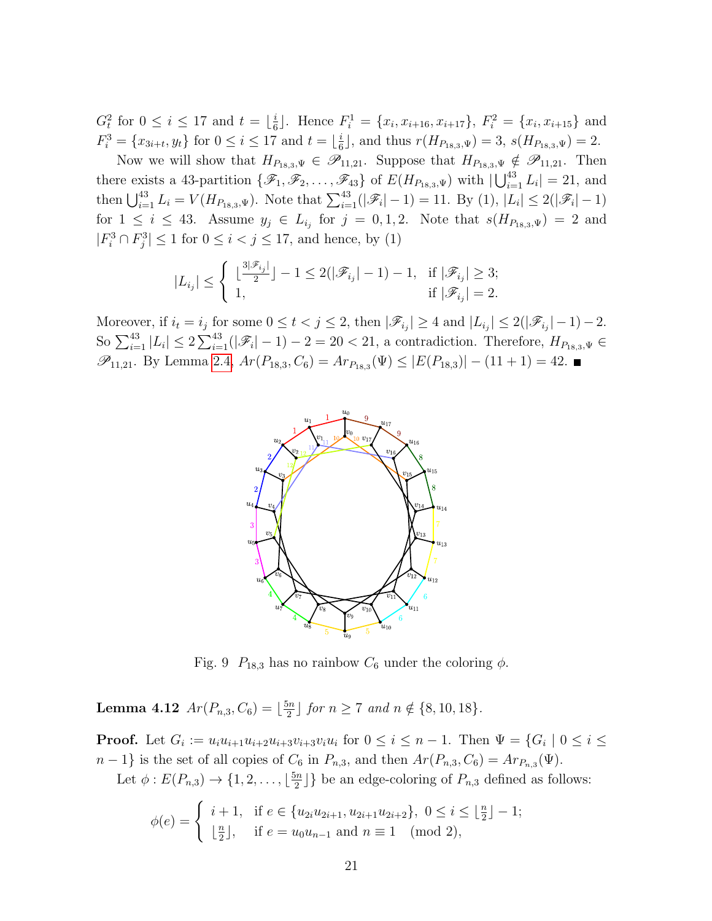$G_t^2$ for $0 \le i \le 17$ and $t = \lfloor \frac{i}{6} \rfloor$. Hence $F_i^1 = \{x_i, x_{i+16}, x_{i+17}\}$, $F_i^2 = \{x_i, x_{i+15}\}$ and $F_i^3 = \{x_{3i+t}, y_t\}$ for $0 \le i \le 17$ and $t = \lfloor \frac{i}{6} \rfloor$, and thus $r(H_{P_{18,3},\Psi}) = 3$, $s(H_{P_{18,3},\Psi}) = 2$.

Now we will show that $H_{P_{18,3},\Psi} \in \mathscr{P}_{11,21}$. Suppose that $H_{P_{18,3},\Psi} \notin \mathscr{P}_{11,21}$. Then there exists a 43-partition $\{\mathscr{F}_1, \mathscr{F}_2, \ldots, \mathscr{F}_{43}\}$ of $E(H_{P_{18,3},\Psi})$ with $|\bigcup_{i=1}^{43} L_i| = 21$, and then $\bigcup_{i=1}^{43} L_i = V(H_{P_{18,3},\Psi})$. Note that $\sum_{i=1}^{43}(|\mathscr{F}_i| - 1) = 11$. By (1), $|L_i| \le 2(|\mathscr{F}_i| - 1)$ for $1 \le i \le 43$. Assume $y_j \in L_{i_j}$ for $j = 0, 1, 2$. Note that $s(H_{P_{18,3},\Psi}) = 2$ and $|F_i^3 \cap F_j^3| \le 1$ for $0 \le i < j \le 17$, and hence, by (1)

$$|L_{i_j}| \le \begin{cases} \lfloor \frac{3|\mathscr{F}_{i_j}|}{2} \rfloor - 1 \le 2(|\mathscr{F}_{i_j}| - 1) - 1, & \text{if } |\mathscr{F}_{i_j}| \ge 3; \\ 1, & \text{if } |\mathscr{F}_{i_j}| = 2. \end{cases}$$

Moreover, if $i_t = i_j$ for some $0 \le t < j \le 2$, then $|\mathscr{F}_{i_j}| \ge 4$ and $|L_{i_j}| \le 2(|\mathscr{F}_{i_j}| - 1) - 2$. So $\sum_{i=1}^{43} |L_i| \le 2\sum_{i=1}^{43}(|\mathscr{F}_i| - 1) - 2 = 20 < 21$, a contradiction. Therefore, $H_{P_{18,3},\Psi} \in \mathscr{P}_{11,21}$. By Lemma 2.4, $Ar(P_{18,3}, C_6) = Ar_{P_{18,3}}(\Psi) \le |E(P_{18,3})| - (11 + 1) = 42$. ■

Fig. 9 $P_{18,3}$ has no rainbow $C_6$ under the coloring $\phi$.

**Lemma 4.12** *$Ar(P_{n,3}, C_6) = \lfloor \frac{5n}{2} \rfloor$ for $n \ge 7$ and $n \notin \{8, 10, 18\}$.*

**Proof.** Let $G_i := u_i u_{i+1} u_{i+2} u_{i+3} v_{i+3} v_i u_i$ for $0 \le i \le n-1$. Then $\Psi = \{G_i \mid 0 \le i \le n-1\}$ is the set of all copies of $C_6$ in $P_{n,3}$, and then $Ar(P_{n,3}, C_6) = Ar_{P_{n,3}}(\Psi)$.

Let $\phi : E(P_{n,3}) \to \{1, 2, \ldots, \lfloor \frac{5n}{2} \rfloor\}$ be an edge-coloring of $P_{n,3}$ defined as follows:

$$\phi(e) = \begin{cases} i + 1, & \text{if } e \in \{u_{2i}u_{2i+1}, u_{2i+1}u_{2i+2}\},\ 0 \le i \le \lfloor \frac{n}{2} \rfloor - 1; \\ \lfloor \frac{n}{2} \rfloor, & \text{if } e = u_0 u_{n-1} \text{ and } n \equiv 1 \pmod 2), \end{cases}$$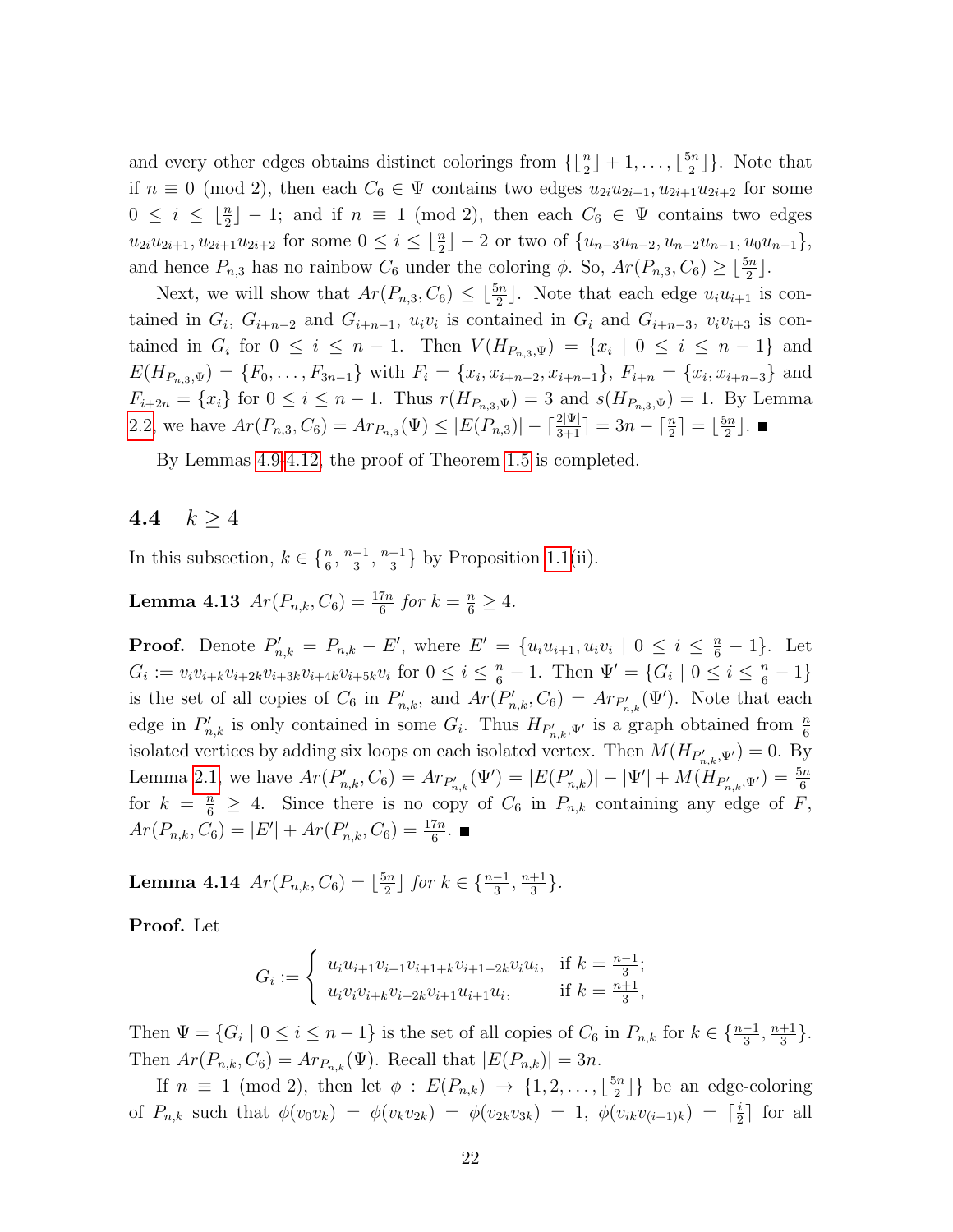and every other edges obtains distinct colorings from $\{\lfloor \frac{n}{2} \rfloor + 1, \ldots, \lfloor \frac{5n}{2} \rfloor\}$. Note that if $n \equiv 0 \pmod 2$, then each $C_6 \in \Psi$ contains two edges $u_{2i}u_{2i+1}, u_{2i+1}u_{2i+2}$ for some $0 \leq i \leq \lfloor \frac{n}{2} \rfloor - 1$; and if $n \equiv 1 \pmod 2$, then each $C_6 \in \Psi$ contains two edges $u_{2i}u_{2i+1}, u_{2i+1}u_{2i+2}$ for some $0 \leq i \leq \lfloor \frac{n}{2} \rfloor - 2$ or two of $\{u_{n-3}u_{n-2}, u_{n-2}u_{n-1}, u_0u_{n-1}\}$, and hence $P_{n,3}$ has no rainbow $C_6$ under the coloring $\phi$. So, $Ar(P_{n,3}, C_6) \geq \lfloor \frac{5n}{2} \rfloor$.

Next, we will show that $Ar(P_{n,3}, C_6) \leq \lfloor \frac{5n}{2} \rfloor$. Note that each edge $u_iu_{i+1}$ is contained in $G_i$, $G_{i+n-2}$ and $G_{i+n-1}$, $u_iv_i$ is contained in $G_i$ and $G_{i+n-3}$, $v_iv_{i+3}$ is contained in $G_i$ for $0 \leq i \leq n-1$. Then $V(H_{P_{n,3},\Psi}) = \{x_i \mid 0 \leq i \leq n-1\}$ and $E(H_{P_{n,3},\Psi}) = \{F_0, \ldots, F_{3n-1}\}$ with $F_i = \{x_i, x_{i+n-2}, x_{i+n-1}\}$, $F_{i+n} = \{x_i, x_{i+n-3}\}$ and $F_{i+2n} = \{x_i\}$ for $0 \leq i \leq n-1$. Thus $r(H_{P_{n,3},\Psi}) = 3$ and $s(H_{P_{n,3},\Psi}) = 1$. By Lemma 2.2, we have $Ar(P_{n,3}, C_6) = Ar_{P_{n,3}}(\Psi) \leq |E(P_{n,3})| - \lceil \frac{2|\Psi|}{3+1} \rceil = 3n - \lceil \frac{n}{2} \rceil = \lfloor \frac{5n}{2} \rfloor$. ∎

By Lemmas 4.9-4.12, the proof of Theorem 1.5 is completed.

### 4.4 $k \geq 4$

In this subsection, $k \in \{\frac{n}{6}, \frac{n-1}{3}, \frac{n+1}{3}\}$ by Proposition 1.1(ii).

**Lemma 4.13** *$Ar(P_{n,k}, C_6) = \frac{17n}{6}$ for $k = \frac{n}{6} \geq 4$.*

**Proof.** Denote $P'_{n,k} = P_{n,k} - E'$, where $E' = \{u_iu_{i+1}, u_iv_i \mid 0 \leq i \leq \frac{n}{6} - 1\}$. Let $G_i := v_iv_{i+k}v_{i+2k}v_{i+3k}v_{i+4k}v_{i+5k}v_i$ for $0 \leq i \leq \frac{n}{6} - 1$. Then $\Psi' = \{G_i \mid 0 \leq i \leq \frac{n}{6} - 1\}$ is the set of all copies of $C_6$ in $P'_{n,k}$, and $Ar(P'_{n,k}, C_6) = Ar_{P'_{n,k}}(\Psi')$. Note that each edge in $P'_{n,k}$ is only contained in some $G_i$. Thus $H_{P'_{n,k},\Psi'}$ is a graph obtained from $\frac{n}{6}$ isolated vertices by adding six loops on each isolated vertex. Then $M(H_{P'_{n,k},\Psi'}) = 0$. By Lemma 2.1, we have $Ar(P'_{n,k}, C_6) = Ar_{P'_{n,k}}(\Psi') = |E(P'_{n,k})| - |\Psi'| + M(H_{P'_{n,k},\Psi'}) = \frac{5n}{6}$ for $k = \frac{n}{6} \geq 4$. Since there is no copy of $C_6$ in $P_{n,k}$ containing any edge of $F$, $Ar(P_{n,k}, C_6) = |E'| + Ar(P'_{n,k}, C_6) = \frac{17n}{6}$. ∎

**Lemma 4.14** *$Ar(P_{n,k}, C_6) = \lfloor \frac{5n}{2} \rfloor$ for $k \in \{\frac{n-1}{3}, \frac{n+1}{3}\}$.*

**Proof.** Let

$$G_i := \begin{cases} u_iu_{i+1}v_{i+1}v_{i+1+k}v_{i+1+2k}v_iu_i, & \text{if } k = \frac{n-1}{3}; \\ u_iv_iv_{i+k}v_{i+2k}v_{i+1}u_{i+1}u_i, & \text{if } k = \frac{n+1}{3}, \end{cases}$$

Then $\Psi = \{G_i \mid 0 \leq i \leq n-1\}$ is the set of all copies of $C_6$ in $P_{n,k}$ for $k \in \{\frac{n-1}{3}, \frac{n+1}{3}\}$. Then $Ar(P_{n,k}, C_6) = Ar_{P_{n,k}}(\Psi)$. Recall that $|E(P_{n,k})| = 3n$.

If $n \equiv 1 \pmod 2$, then let $\phi : E(P_{n,k}) \to \{1, 2, \ldots, \lfloor \frac{5n}{2} \rfloor\}$ be an edge-coloring of $P_{n,k}$ such that $\phi(v_0v_k) = \phi(v_kv_{2k}) = \phi(v_{2k}v_{3k}) = 1$, $\phi(v_{ik}v_{(i+1)k}) = \lceil \frac{i}{2} \rceil$ for all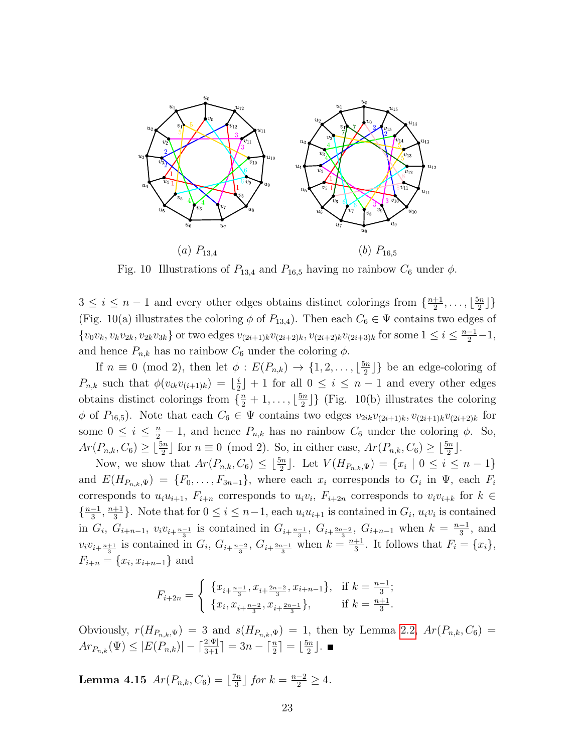(a) $P_{13,4}$ (b) $P_{16,5}$

Fig. 10 Illustrations of $P_{13,4}$ and $P_{16,5}$ having no rainbow $C_6$ under $\phi$.

$3 \le i \le n-1$ and every other edges obtains distinct colorings from $\{\frac{n+1}{2}, \dots, \lfloor \frac{5n}{2} \rfloor\}$ (Fig. 10(a) illustrates the coloring $\phi$ of $P_{13,4}$). Then each $C_6 \in \Psi$ contains two edges of $\{v_0v_k, v_kv_{2k}, v_{2k}v_{3k}\}$ or two edges $v_{(2i+1)k}v_{(2i+2)k}, v_{(2i+2)k}v_{(2i+3)k}$ for some $1 \le i \le \frac{n-1}{2}-1$, and hence $P_{n,k}$ has no rainbow $C_6$ under the coloring $\phi$.

If $n \equiv 0 \pmod 2$, then let $\phi : E(P_{n,k}) \to \{1, 2, \dots, \lfloor \frac{5n}{2} \rfloor\}$ be an edge-coloring of $P_{n,k}$ such that $\phi(v_{ik}v_{(i+1)k}) = \lfloor \frac{i}{2} \rfloor + 1$ for all $0 \le i \le n-1$ and every other edges obtains distinct colorings from $\{\frac{n}{2}+1, \dots, \lfloor \frac{5n}{2} \rfloor\}$ (Fig. 10(b) illustrates the coloring $\phi$ of $P_{16,5}$). Note that each $C_6 \in \Psi$ contains two edges $v_{2ik}v_{(2i+1)k}, v_{(2i+1)k}v_{(2i+2)k}$ for some $0 \le i \le \frac{n}{2}-1$, and hence $P_{n,k}$ has no rainbow $C_6$ under the coloring $\phi$. So, $Ar(P_{n,k}, C_6) \ge \lfloor \frac{5n}{2} \rfloor$ for $n \equiv 0 \pmod 2$. So, in either case, $Ar(P_{n,k}, C_6) \ge \lfloor \frac{5n}{2} \rfloor$.

Now, we show that $Ar(P_{n,k}, C_6) \le \lfloor \frac{5n}{2} \rfloor$. Let $V(H_{P_{n,k},\Psi}) = \{x_i \mid 0 \le i \le n-1\}$ and $E(H_{P_{n,k},\Psi}) = \{F_0, \dots, F_{3n-1}\}$, where each $x_i$ corresponds to $G_i$ in $\Psi$, each $F_i$ corresponds to $u_iu_{i+1}$, $F_{i+n}$ corresponds to $u_iv_i$, $F_{i+2n}$ corresponds to $v_iv_{i+k}$ for $k \in \{\frac{n-1}{3}, \frac{n+1}{3}\}$. Note that for $0 \le i \le n-1$, each $u_iu_{i+1}$ is contained in $G_i$, $u_iv_i$ is contained in $G_i$, $G_{i+n-1}$, $v_iv_{i+\frac{n-1}{3}}$ is contained in $G_{i+\frac{n-1}{3}}$, $G_{i+\frac{2n-2}{3}}$, $G_{i+n-1}$ when $k = \frac{n-1}{3}$, and $v_iv_{i+\frac{n+1}{3}}$ is contained in $G_i$, $G_{i+\frac{n-2}{3}}$, $G_{i+\frac{2n-1}{3}}$ when $k = \frac{n+1}{3}$. It follows that $F_i = \{x_i\}$, $F_{i+n} = \{x_i, x_{i+n-1}\}$ and

$$F_{i+2n} = \begin{cases} \{x_{i+\frac{n-1}{3}}, x_{i+\frac{2n-2}{3}}, x_{i+n-1}\}, & \text{if } k = \frac{n-1}{3}; \\ \{x_i, x_{i+\frac{n-2}{3}}, x_{i+\frac{2n-1}{3}}\}, & \text{if } k = \frac{n+1}{3}. \end{cases}$$

Obviously, $r(H_{P_{n,k},\Psi}) = 3$ and $s(H_{P_{n,k},\Psi}) = 1$, then by Lemma 2.2, $Ar(P_{n,k}, C_6) = Ar_{P_{n,k}}(\Psi) \le |E(P_{n,k})| - \lceil \frac{2|\Psi|}{3+1} \rceil = 3n - \lceil \frac{n}{2} \rceil = \lfloor \frac{5n}{2} \rfloor$. ■

**Lemma 4.15** *$Ar(P_{n,k}, C_6) = \lfloor \frac{7n}{3} \rfloor$ for $k = \frac{n-2}{2} \ge 4$.*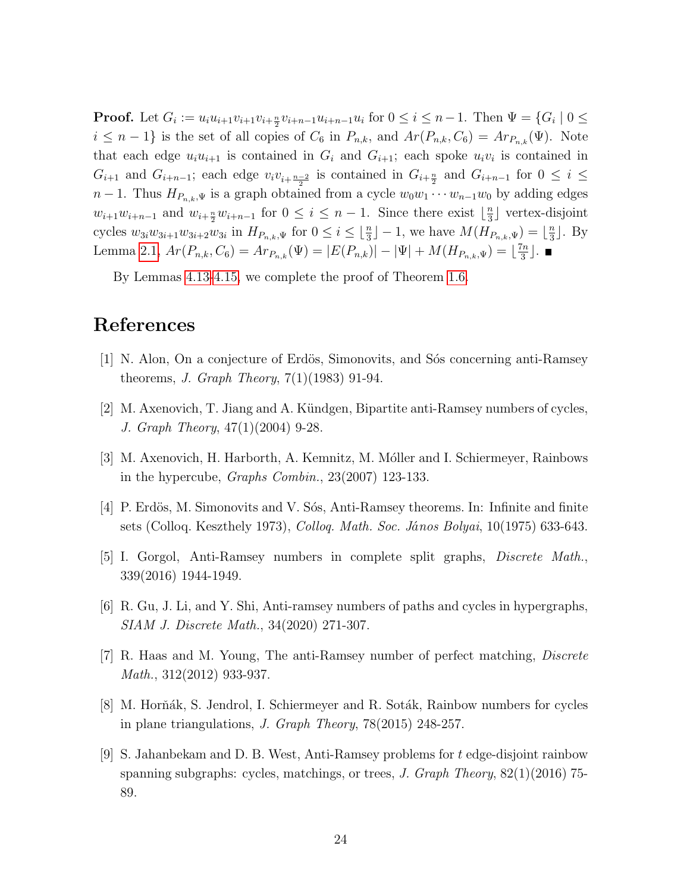**Proof.** Let $G_i := u_i u_{i+1} v_{i+1} v_{i+\frac{n}{2}} v_{i+n-1} u_{i+n-1} u_i$ for $0 \leq i \leq n-1$. Then $\Psi = \{G_i \mid 0 \leq i \leq n-1\}$ is the set of all copies of $C_6$ in $P_{n,k}$, and $Ar(P_{n,k}, C_6) = Ar_{P_{n,k}}(\Psi)$. Note that each edge $u_i u_{i+1}$ is contained in $G_i$ and $G_{i+1}$; each spoke $u_i v_i$ is contained in $G_{i+1}$ and $G_{i+n-1}$; each edge $v_i v_{i+\frac{n-2}{2}}$ is contained in $G_{i+\frac{n}{2}}$ and $G_{i+n-1}$ for $0 \leq i \leq n-1$. Thus $H_{P_{n,k},\Psi}$ is a graph obtained from a cycle $w_0 w_1 \cdots w_{n-1} w_0$ by adding edges $w_{i+1} w_{i+n-1}$ and $w_{i+\frac{n}{2}} w_{i+n-1}$ for $0 \leq i \leq n-1$. Since there exist $\lfloor \frac{n}{3} \rfloor$ vertex-disjoint cycles $w_{3i} w_{3i+1} w_{3i+2} w_{3i}$ in $H_{P_{n,k},\Psi}$ for $0 \leq i \leq \lfloor \frac{n}{3} \rfloor - 1$, we have $M(H_{P_{n,k},\Psi}) = \lfloor \frac{n}{3} \rfloor$. By Lemma 2.1, $Ar(P_{n,k}, C_6) = Ar_{P_{n,k}}(\Psi) = |E(P_{n,k})| - |\Psi| + M(H_{P_{n,k},\Psi}) = \lfloor \frac{7n}{3} \rfloor$. ∎

By Lemmas 4.13-4.15, we complete the proof of Theorem 1.6.

# References

[1] N. Alon, On a conjecture of Erdös, Simonovits, and Sós concerning anti-Ramsey theorems, *J. Graph Theory*, 7(1)(1983) 91-94.

[2] M. Axenovich, T. Jiang and A. Kündgen, Bipartite anti-Ramsey numbers of cycles, *J. Graph Theory*, 47(1)(2004) 9-28.

[3] M. Axenovich, H. Harborth, A. Kemnitz, M. Móller and I. Schiermeyer, Rainbows in the hypercube, *Graphs Combin.*, 23(2007) 123-133.

[4] P. Erdös, M. Simonovits and V. Sós, Anti-Ramsey theorems. In: Infinite and finite sets (Colloq. Keszthely 1973), *Colloq. Math. Soc. János Bolyai*, 10(1975) 633-643.

[5] I. Gorgol, Anti-Ramsey numbers in complete split graphs, *Discrete Math.*, 339(2016) 1944-1949.

[6] R. Gu, J. Li, and Y. Shi, Anti-ramsey numbers of paths and cycles in hypergraphs, *SIAM J. Discrete Math.*, 34(2020) 271-307.

[7] R. Haas and M. Young, The anti-Ramsey number of perfect matching, *Discrete Math.*, 312(2012) 933-937.

[8] M. Horňák, S. Jendrol, I. Schiermeyer and R. Soták, Rainbow numbers for cycles in plane triangulations, *J. Graph Theory*, 78(2015) 248-257.

[9] S. Jahanbekam and D. B. West, Anti-Ramsey problems for $t$ edge-disjoint rainbow spanning subgraphs: cycles, matchings, or trees, *J. Graph Theory*, 82(1)(2016) 75-89.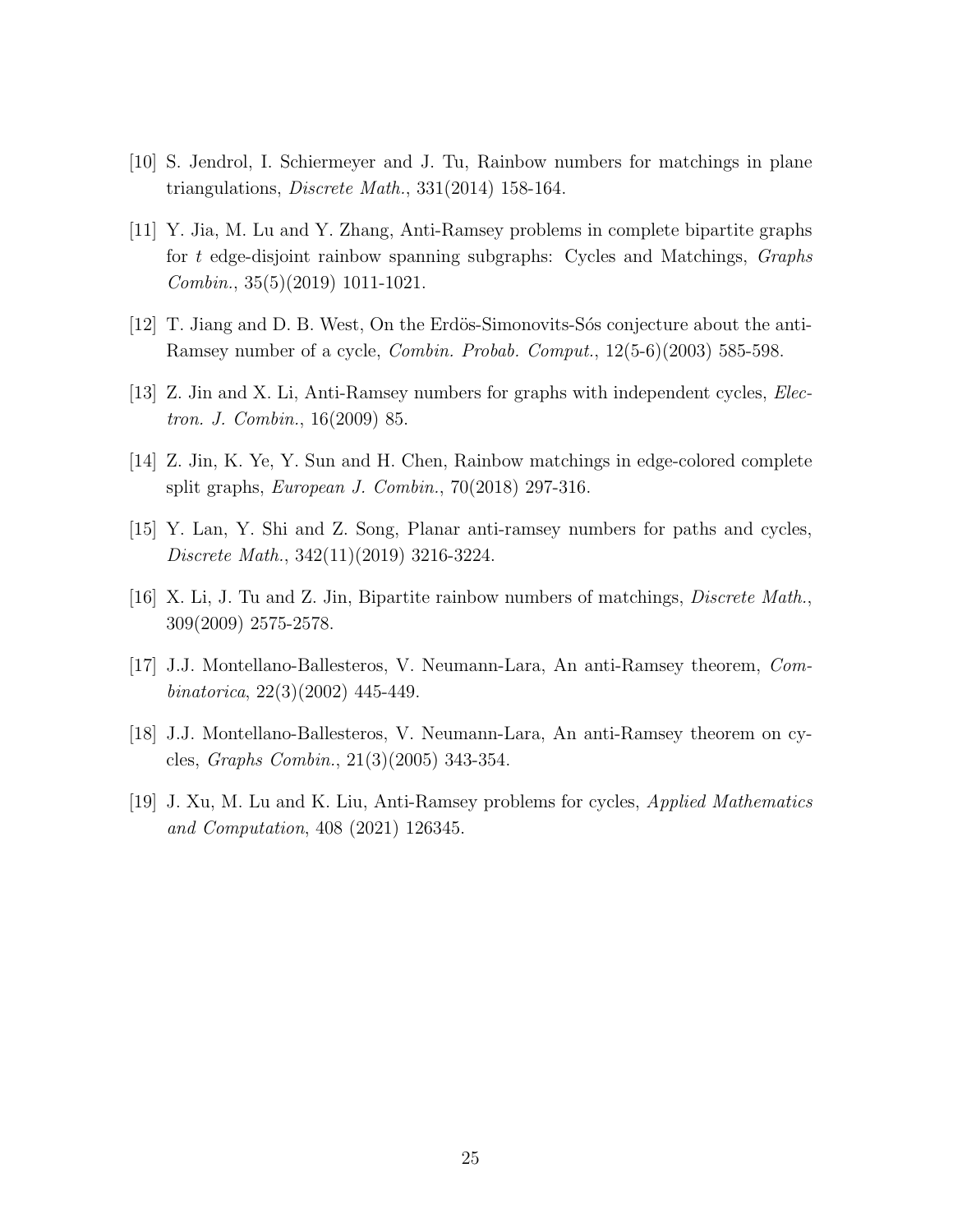[10] S. Jendrol, I. Schiermeyer and J. Tu, Rainbow numbers for matchings in plane triangulations, *Discrete Math.*, 331(2014) 158-164.

[11] Y. Jia, M. Lu and Y. Zhang, Anti-Ramsey problems in complete bipartite graphs for $t$ edge-disjoint rainbow spanning subgraphs: Cycles and Matchings, *Graphs Combin.*, 35(5)(2019) 1011-1021.

[12] T. Jiang and D. B. West, On the Erdös-Simonovits-Sós conjecture about the anti-Ramsey number of a cycle, *Combin. Probab. Comput.*, 12(5-6)(2003) 585-598.

[13] Z. Jin and X. Li, Anti-Ramsey numbers for graphs with independent cycles, *Electron. J. Combin.*, 16(2009) 85.

[14] Z. Jin, K. Ye, Y. Sun and H. Chen, Rainbow matchings in edge-colored complete split graphs, *European J. Combin.*, 70(2018) 297-316.

[15] Y. Lan, Y. Shi and Z. Song, Planar anti-ramsey numbers for paths and cycles, *Discrete Math.*, 342(11)(2019) 3216-3224.

[16] X. Li, J. Tu and Z. Jin, Bipartite rainbow numbers of matchings, *Discrete Math.*, 309(2009) 2575-2578.

[17] J.J. Montellano-Ballesteros, V. Neumann-Lara, An anti-Ramsey theorem, *Combinatorica*, 22(3)(2002) 445-449.

[18] J.J. Montellano-Ballesteros, V. Neumann-Lara, An anti-Ramsey theorem on cycles, *Graphs Combin.*, 21(3)(2005) 343-354.

[19] J. Xu, M. Lu and K. Liu, Anti-Ramsey problems for cycles, *Applied Mathematics and Computation*, 408 (2021) 126345.